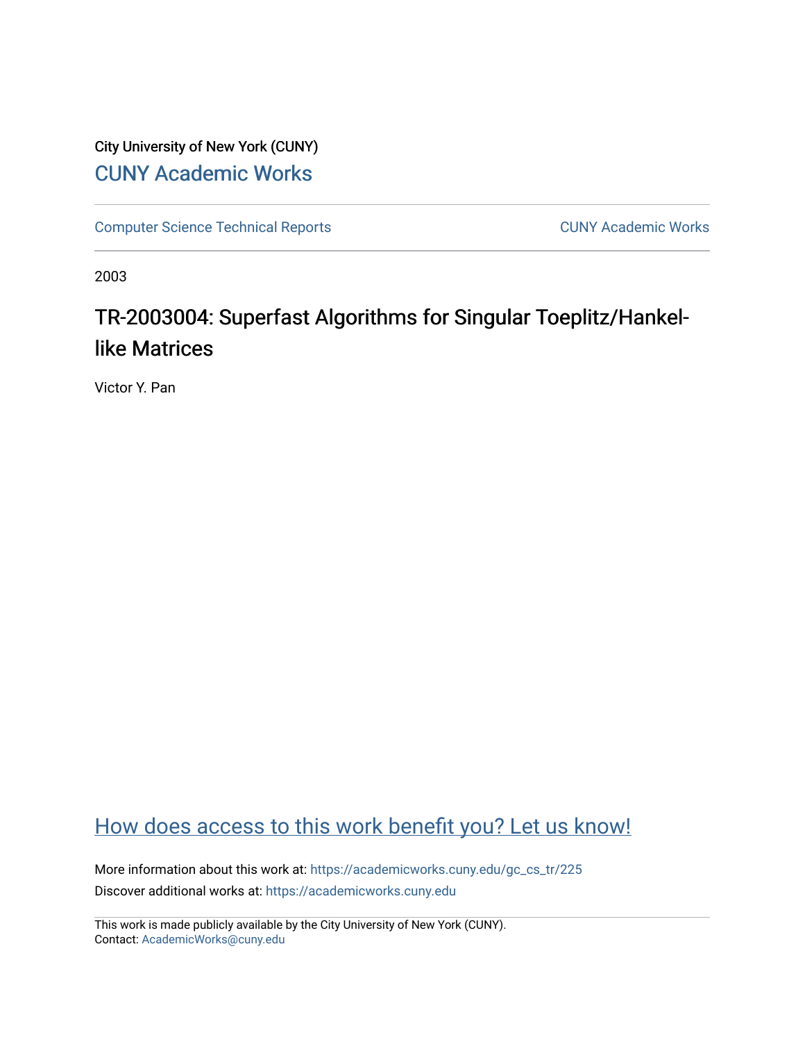City University of New York (CUNY)

CUNY Academic Works

Computer Science Technical Reports | CUNY Academic Works

2003

# TR-2003004: Superfast Algorithms for Singular Toeplitz/Hankel-like Matrices

Victor Y. Pan

How does access to this work benefit you? Let us know!

More information about this work at: https://academicworks.cuny.edu/gc_cs_tr/225

Discover additional works at: https://academicworks.cuny.edu

This work is made publicly available by the City University of New York (CUNY).
Contact: AcademicWorks@cuny.edu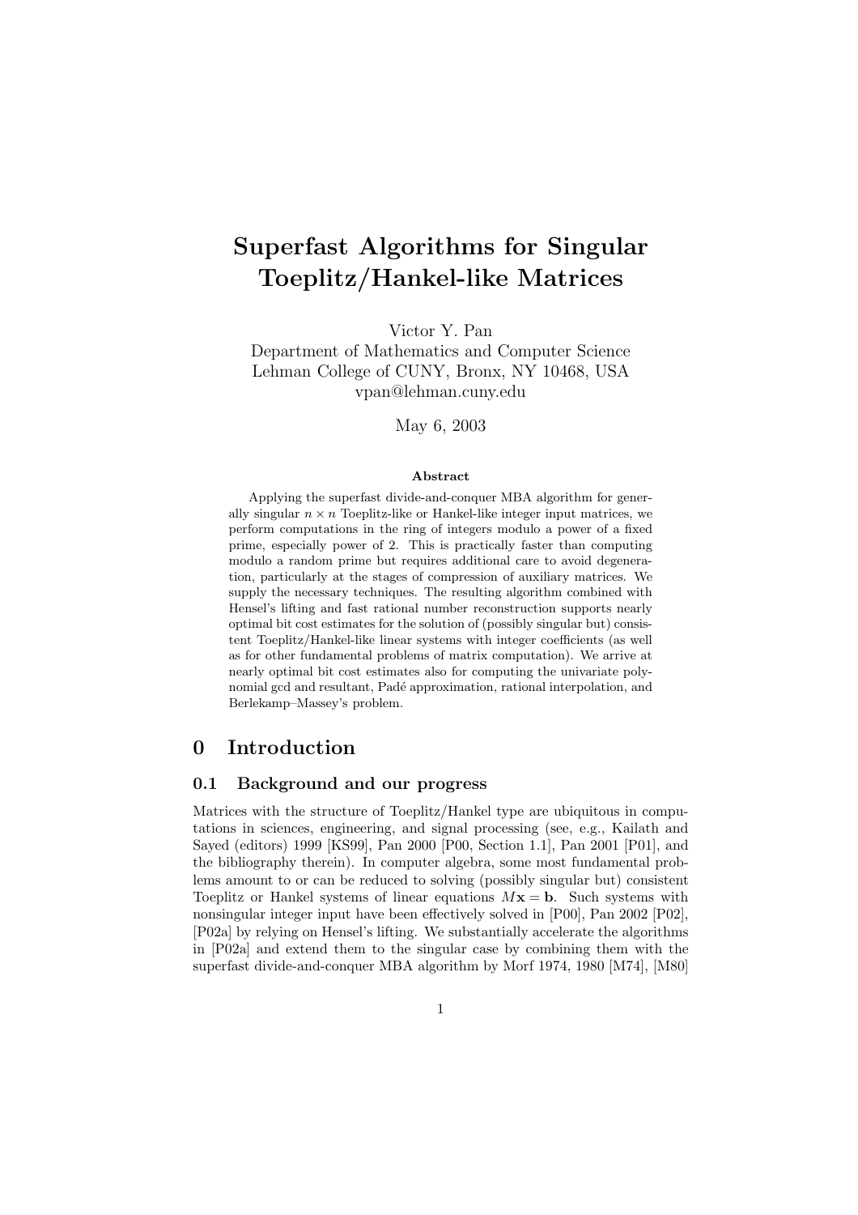# Superfast Algorithms for Singular Toeplitz/Hankel-like Matrices

Victor Y. Pan
Department of Mathematics and Computer Science
Lehman College of CUNY, Bronx, NY 10468, USA
vpan@lehman.cuny.edu

May 6, 2003

**Abstract**

Applying the superfast divide-and-conquer MBA algorithm for generally singular $n \times n$ Toeplitz-like or Hankel-like integer input matrices, we perform computations in the ring of integers modulo a power of a fixed prime, especially power of 2. This is practically faster than computing modulo a random prime but requires additional care to avoid degeneration, particularly at the stages of compression of auxiliary matrices. We supply the necessary techniques. The resulting algorithm combined with Hensel's lifting and fast rational number reconstruction supports nearly optimal bit cost estimates for the solution of (possibly singular but) consistent Toeplitz/Hankel-like linear systems with integer coefficients (as well as for other fundamental problems of matrix computation). We arrive at nearly optimal bit cost estimates also for computing the univariate polynomial gcd and resultant, Padé approximation, rational interpolation, and Berlekamp–Massey's problem.

## 0 Introduction

### 0.1 Background and our progress

Matrices with the structure of Toeplitz/Hankel type are ubiquitous in computations in sciences, engineering, and signal processing (see, e.g., Kailath and Sayed (editors) 1999 [KS99], Pan 2000 [P00, Section 1.1], Pan 2001 [P01], and the bibliography therein). In computer algebra, some most fundamental problems amount to or can be reduced to solving (possibly singular but) consistent Toeplitz or Hankel systems of linear equations $M\mathbf{x} = \mathbf{b}$. Such systems with nonsingular integer input have been effectively solved in [P00], Pan 2002 [P02], [P02a] by relying on Hensel's lifting. We substantially accelerate the algorithms in [P02a] and extend them to the singular case by combining them with the superfast divide-and-conquer MBA algorithm by Morf 1974, 1980 [M74], [M80]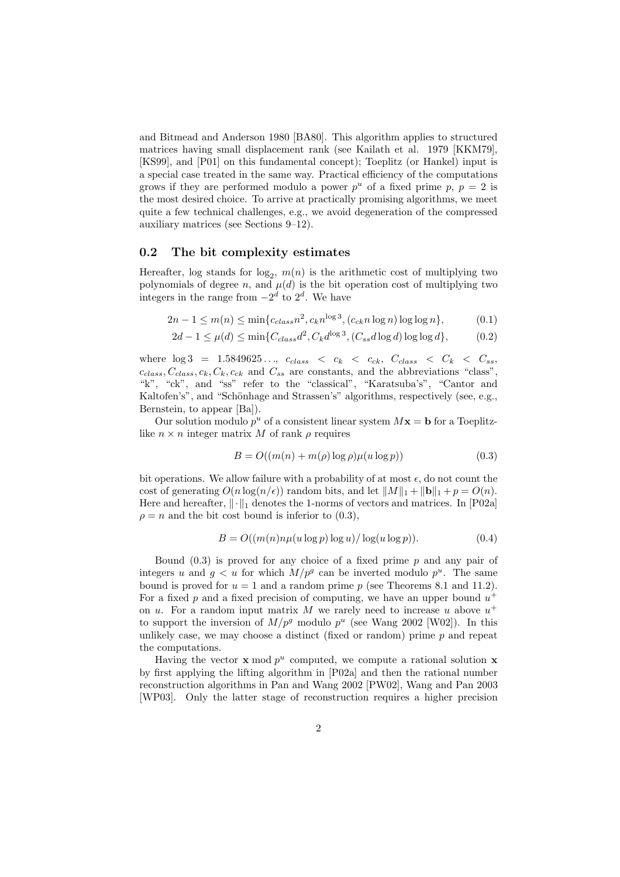and Bitmead and Anderson 1980 [BA80]. This algorithm applies to structured matrices having small displacement rank (see Kailath et al. 1979 [KKM79], [KS99], and [P01] on this fundamental concept); Toeplitz (or Hankel) input is a special case treated in the same way. Practical efficiency of the computations grows if they are performed modulo a power $p^u$ of a fixed prime $p$, $p = 2$ is the most desired choice. To arrive at practically promising algorithms, we meet quite a few technical challenges, e.g., we avoid degeneration of the compressed auxiliary matrices (see Sections 9–12).

## 0.2 The bit complexity estimates

Hereafter, log stands for $\log_2$, $m(n)$ is the arithmetic cost of multiplying two polynomials of degree $n$, and $\mu(d)$ is the bit operation cost of multiplying two integers in the range from $-2^d$ to $2^d$. We have

$$2n - 1 \le m(n) \le \min\{c_{class}n^2, c_k n^{\log 3}, (c_{ck} n \log n) \log\log n\}, \tag{0.1}$$

$$2d - 1 \le \mu(d) \le \min\{C_{class}d^2, C_k d^{\log 3}, (C_{ss} d \log d) \log\log d\}, \tag{0.2}$$

where $\log 3 = 1.5849625\ldots$, $c_{class} < c_k < c_{ck}$, $C_{class} < C_k < C_{ss}$, $c_{class}, C_{class}, c_k, C_k, c_{ck}$ and $C_{ss}$ are constants, and the abbreviations "class", "k", "ck", and "ss" refer to the "classical", "Karatsuba's", "Cantor and Kaltofen's", and "Schönhage and Strassen's" algorithms, respectively (see, e.g., Bernstein, to appear [Ba]).

Our solution modulo $p^u$ of a consistent linear system $M\mathbf{x} = \mathbf{b}$ for a Toeplitz-like $n \times n$ integer matrix $M$ of rank $\rho$ requires

$$B = O((m(n) + m(\rho)\log\rho)\mu(u\log p)) \tag{0.3}$$

bit operations. We allow failure with a probability of at most $\epsilon$, do not count the cost of generating $O(n\log(n/\epsilon))$ random bits, and let $\|M\|_1 + \|\mathbf{b}\|_1 + p = O(n)$. Here and hereafter, $\|\cdot\|_1$ denotes the 1-norms of vectors and matrices. In [P02a] $\rho = n$ and the bit cost bound is inferior to (0.3),

$$B = O((m(n)n\mu(u\log p)\log u)/\log(u\log p)). \tag{0.4}$$

Bound (0.3) is proved for any choice of a fixed prime $p$ and any pair of integers $u$ and $g < u$ for which $M/p^g$ can be inverted modulo $p^u$. The same bound is proved for $u = 1$ and a random prime $p$ (see Theorems 8.1 and 11.2). For a fixed $p$ and a fixed precision of computing, we have an upper bound $u^+$ on $u$. For a random input matrix $M$ we rarely need to increase $u$ above $u^+$ to support the inversion of $M/p^g$ modulo $p^u$ (see Wang 2002 [W02]). In this unlikely case, we may choose a distinct (fixed or random) prime $p$ and repeat the computations.

Having the vector $\mathbf{x} \bmod p^u$ computed, we compute a rational solution $\mathbf{x}$ by first applying the lifting algorithm in [P02a] and then the rational number reconstruction algorithms in Pan and Wang 2002 [PW02], Wang and Pan 2003 [WP03]. Only the latter stage of reconstruction requires a higher precision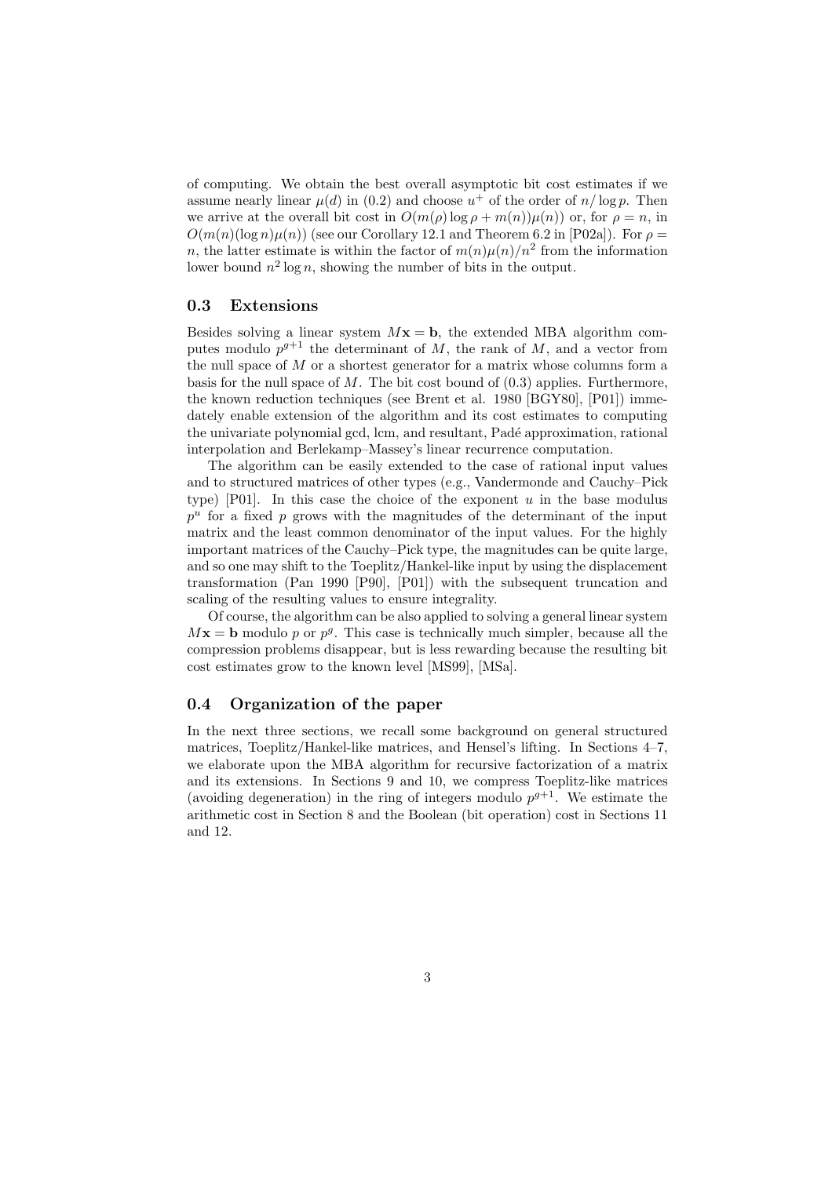of computing. We obtain the best overall asymptotic bit cost estimates if we assume nearly linear $\mu(d)$ in (0.2) and choose $u^+$ of the order of $n/\log p$. Then we arrive at the overall bit cost in $O(m(\rho)\log\rho + m(n))\mu(n))$ or, for $\rho = n$, in $O(m(n)(\log n)\mu(n))$ (see our Corollary 12.1 and Theorem 6.2 in [P02a]). For $\rho = n$, the latter estimate is within the factor of $m(n)\mu(n)/n^2$ from the information lower bound $n^2 \log n$, showing the number of bits in the output.

### 0.3 Extensions

Besides solving a linear system $M\mathbf{x} = \mathbf{b}$, the extended MBA algorithm computes modulo $p^{g+1}$ the determinant of $M$, the rank of $M$, and a vector from the null space of $M$ or a shortest generator for a matrix whose columns form a basis for the null space of $M$. The bit cost bound of (0.3) applies. Furthermore, the known reduction techniques (see Brent et al. 1980 [BGY80], [P01]) immedately enable extension of the algorithm and its cost estimates to computing the univariate polynomial gcd, lcm, and resultant, Padé approximation, rational interpolation and Berlekamp–Massey's linear recurrence computation.

The algorithm can be easily extended to the case of rational input values and to structured matrices of other types (e.g., Vandermonde and Cauchy–Pick type) [P01]. In this case the choice of the exponent $u$ in the base modulus $p^u$ for a fixed $p$ grows with the magnitudes of the determinant of the input matrix and the least common denominator of the input values. For the highly important matrices of the Cauchy–Pick type, the magnitudes can be quite large, and so one may shift to the Toeplitz/Hankel-like input by using the displacement transformation (Pan 1990 [P90], [P01]) with the subsequent truncation and scaling of the resulting values to ensure integrality.

Of course, the algorithm can be also applied to solving a general linear system $M\mathbf{x} = \mathbf{b}$ modulo $p$ or $p^g$. This case is technically much simpler, because all the compression problems disappear, but is less rewarding because the resulting bit cost estimates grow to the known level [MS99], [MSa].

### 0.4 Organization of the paper

In the next three sections, we recall some background on general structured matrices, Toeplitz/Hankel-like matrices, and Hensel's lifting. In Sections 4–7, we elaborate upon the MBA algorithm for recursive factorization of a matrix and its extensions. In Sections 9 and 10, we compress Toeplitz-like matrices (avoiding degeneration) in the ring of integers modulo $p^{g+1}$. We estimate the arithmetic cost in Section 8 and the Boolean (bit operation) cost in Sections 11 and 12.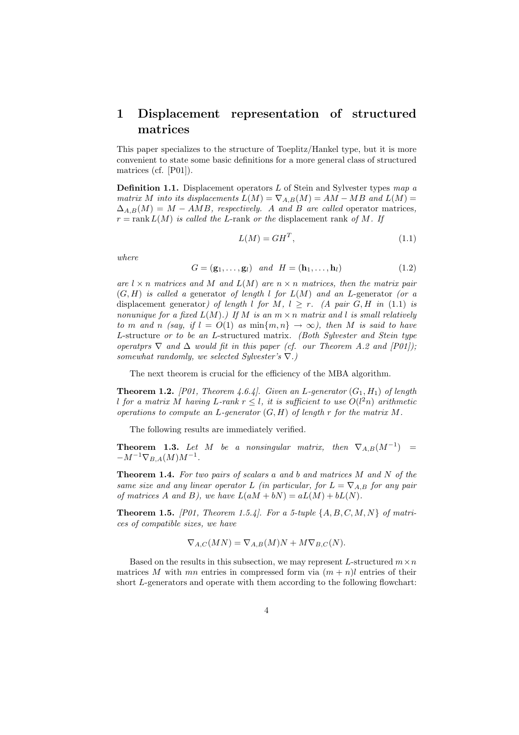# 1 Displacement representation of structured matrices

This paper specializes to the structure of Toeplitz/Hankel type, but it is more convenient to state some basic definitions for a more general class of structured matrices (cf. [P01]).

**Definition 1.1.** Displacement operators $L$ of Stein and Sylvester types *map a matrix $M$ into its displacements $L(M) = \nabla_{A,B}(M) = AM - MB$ and $L(M) = \Delta_{A,B}(M) = M - AMB$, respectively. $A$ and $B$ are called* operator matrices, *$r = \operatorname{rank} L(M)$ is called the $L$*-rank *or the* displacement rank *of $M$. If*

$$L(M) = GH^T, \tag{1.1}$$

*where*

$$G = (\mathbf{g}_1, \ldots, \mathbf{g}_l) \quad \text{and} \quad H = (\mathbf{h}_1, \ldots, \mathbf{h}_l) \tag{1.2}$$

*are $l \times n$ matrices and $M$ and $L(M)$ are $n \times n$ matrices, then the matrix pair $(G, H)$ is called a* generator *of length $l$ for $L(M)$ and an $L$-generator (or a* displacement generator*) of length $l$ for $M$, $l \geq r$. (A pair $G, H$ in (1.1) is nonunique for a fixed $L(M)$.) If $M$ is an $m \times n$ matrix and $l$ is small relatively to $m$ and $n$ (say, if $l = O(1)$ as $\min\{m, n\} \to \infty$), then $M$ is said to have $L$*-structure *or to be an $L$*-structured *matrix. (Both Sylvester and Stein type operatprs $\nabla$ and $\Delta$ would fit in this paper (cf. our Theorem A.2 and [P01]); somewhat randomly, we selected Sylvester's $\nabla$.)*

The next theorem is crucial for the efficiency of the MBA algorithm.

**Theorem 1.2.** *[P01, Theorem 4.6.4]. Given an $L$-generator $(G_1, H_1)$ of length $l$ for a matrix $M$ having $L$-rank $r \leq l$, it is sufficient to use $O(l^2 n)$ arithmetic operations to compute an $L$-generator $(G, H)$ of length $r$ for the matrix $M$.*

The following results are immediately verified.

**Theorem 1.3.** *Let $M$ be a nonsingular matrix, then $\nabla_{A,B}(M^{-1}) = -M^{-1}\nabla_{B,A}(M)M^{-1}$.*

**Theorem 1.4.** *For two pairs of scalars $a$ and $b$ and matrices $M$ and $N$ of the same size and any linear operator $L$ (in particular, for $L = \nabla_{A,B}$ for any pair of matrices $A$ and $B$), we have $L(aM + bN) = aL(M) + bL(N)$.*

**Theorem 1.5.** *[P01, Theorem 1.5.4]. For a 5-tuple $\{A, B, C, M, N\}$ of matrices of compatible sizes, we have*

$$\nabla_{A,C}(MN) = \nabla_{A,B}(M)N + M\nabla_{B,C}(N).$$

Based on the results in this subsection, we may represent $L$-structured $m \times n$ matrices $M$ with $mn$ entries in compressed form via $(m + n)l$ entries of their short $L$-generators and operate with them according to the following flowchart: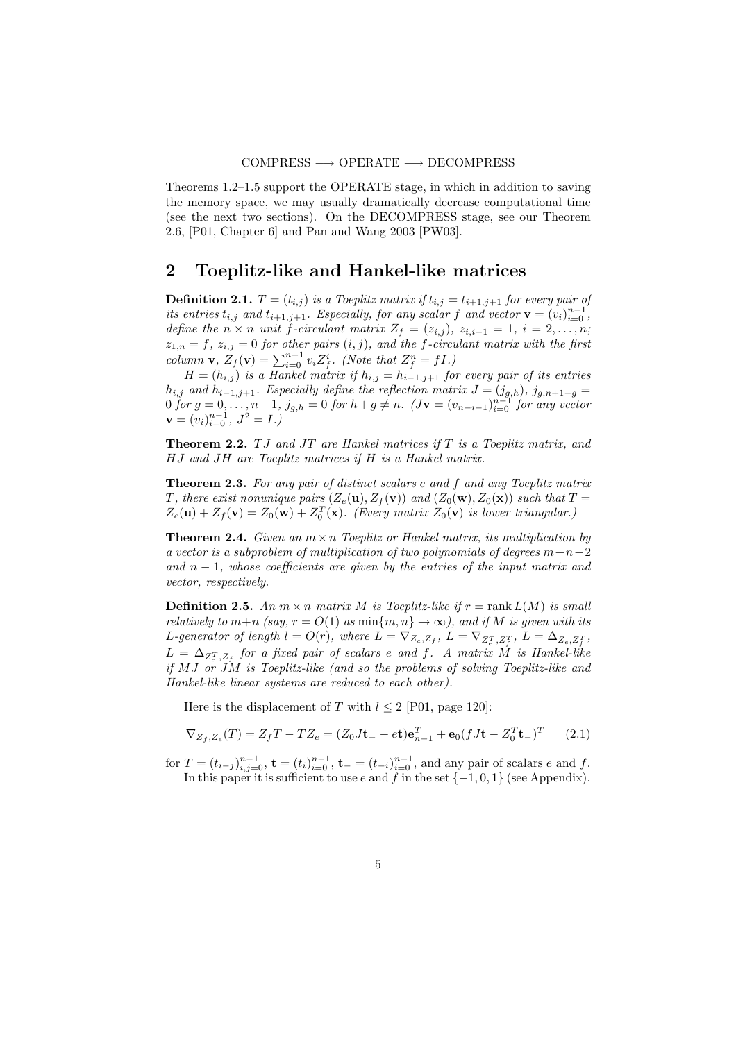COMPRESS $\longrightarrow$ OPERATE $\longrightarrow$ DECOMPRESS

Theorems 1.2–1.5 support the OPERATE stage, in which in addition to saving the memory space, we may usually dramatically decrease computational time (see the next two sections). On the DECOMPRESS stage, see our Theorem 2.6, [P01, Chapter 6] and Pan and Wang 2003 [PW03].

## 2 Toeplitz-like and Hankel-like matrices

**Definition 2.1.** *$T = (t_{i,j})$ is a Toeplitz matrix if $t_{i,j} = t_{i+1,j+1}$ for every pair of its entries $t_{i,j}$ and $t_{i+1,j+1}$. Especially, for any scalar $f$ and vector $\mathbf{v} = (v_i)_{i=0}^{n-1}$, define the $n \times n$ unit $f$-circulant matrix $Z_f = (z_{i,j})$, $z_{i,i-1} = 1$, $i = 2, \ldots, n$; $z_{1,n} = f$, $z_{i,j} = 0$ for other pairs $(i,j)$, and the $f$-circulant matrix with the first column $\mathbf{v}$, $Z_f(\mathbf{v}) = \sum_{i=0}^{n-1} v_i Z_f^i$. (Note that $Z_f^n = fI$.)*

*$H = (h_{i,j})$ is a Hankel matrix if $h_{i,j} = h_{i-1,j+1}$ for every pair of its entries $h_{i,j}$ and $h_{i-1,j+1}$. Especially define the reflection matrix $J = (j_{g,h})$, $j_{g,n+1-g} = 0$ for $g = 0, \ldots, n-1$, $j_{g,h} = 0$ for $h + g \neq n$. ($J\mathbf{v} = (v_{n-i-1})_{i=0}^{n-1}$ for any vector $\mathbf{v} = (v_i)_{i=0}^{n-1}$, $J^2 = I$.)*

**Theorem 2.2.** *$TJ$ and $JT$ are Hankel matrices if $T$ is a Toeplitz matrix, and $HJ$ and $JH$ are Toeplitz matrices if $H$ is a Hankel matrix.*

**Theorem 2.3.** *For any pair of distinct scalars $e$ and $f$ and any Toeplitz matrix $T$, there exist nonunique pairs $(Z_e(\mathbf{u}), Z_f(\mathbf{v}))$ and $(Z_0(\mathbf{w}), Z_0(\mathbf{x}))$ such that $T = Z_e(\mathbf{u}) + Z_f(\mathbf{v}) = Z_0(\mathbf{w}) + Z_0^T(\mathbf{x})$. (Every matrix $Z_0(\mathbf{v})$ is lower triangular.)*

**Theorem 2.4.** *Given an $m \times n$ Toeplitz or Hankel matrix, its multiplication by a vector is a subproblem of multiplication of two polynomials of degrees $m+n-2$ and $n-1$, whose coefficients are given by the entries of the input matrix and vector, respectively.*

**Definition 2.5.** *An $m \times n$ matrix $M$ is Toeplitz-like if $r = \operatorname{rank} L(M)$ is small relatively to $m+n$ (say, $r = O(1)$ as $\min\{m,n\} \to \infty$), and if $M$ is given with its $L$-generator of length $l = O(r)$, where $L = \nabla_{Z_e, Z_f}$, $L = \nabla_{Z_e^T, Z_f^T}$, $L = \Delta_{Z_e, Z_f^T}$, $L = \Delta_{Z_e^T, Z_f}$ for a fixed pair of scalars $e$ and $f$. A matrix $M$ is Hankel-like if $MJ$ or $JM$ is Toeplitz-like (and so the problems of solving Toeplitz-like and Hankel-like linear systems are reduced to each other).*

Here is the displacement of $T$ with $l \leq 2$ [P01, page 120]:

$$\nabla_{Z_f, Z_e}(T) = Z_f T - T Z_e = (Z_0 J \mathbf{t}_- - e\mathbf{t})\mathbf{e}_{n-1}^T + \mathbf{e}_0 (f J \mathbf{t} - Z_0^T \mathbf{t}_-)^T \qquad (2.1)$$

for $T = (t_{i-j})_{i,j=0}^{n-1}$, $\mathbf{t} = (t_i)_{i=0}^{n-1}$, $\mathbf{t}_- = (t_{-i})_{i=0}^{n-1}$, and any pair of scalars $e$ and $f$.

In this paper it is sufficient to use $e$ and $f$ in the set $\{-1, 0, 1\}$ (see Appendix).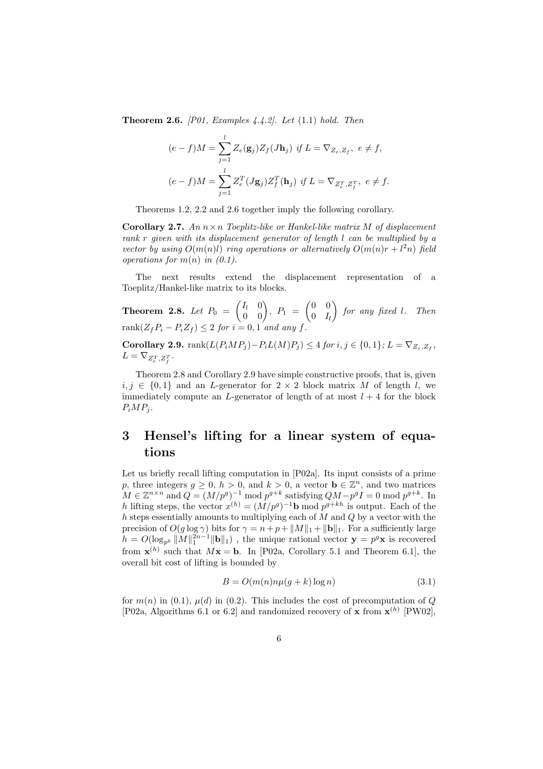**Theorem 2.6.** *[P01, Examples 4.4.2]. Let* (1.1) *hold. Then*

$$(e-f)M = \sum_{j=1}^{l} Z_e(\mathbf{g}_j) Z_f(J\mathbf{h}_j) \text{ if } L = \nabla_{Z_e, Z_f},\ e \neq f,$$

$$(e-f)M = \sum_{j=1}^{l} Z_e^T(J\mathbf{g}_j) Z_f^T(\mathbf{h}_j) \text{ if } L = \nabla_{Z_e^T, Z_f^T},\ e \neq f.$$

Theorems 1.2, 2.2 and 2.6 together imply the following corollary.

**Corollary 2.7.** *An $n \times n$ Toeplitz-like or Hankel-like matrix $M$ of displacement rank $r$ given with its displacement generator of length $l$ can be multiplied by a vector by using $O(m(n)l)$ ring operations or alternatively $O(m(n)r + l^2 n)$ field operations for $m(n)$ in (0.1).*

The next results extend the displacement representation of a Toeplitz/Hankel-like matrix to its blocks.

**Theorem 2.8.** *Let $P_0 = \begin{pmatrix} I_l & 0 \\ 0 & 0 \end{pmatrix}$, $P_1 = \begin{pmatrix} 0 & 0 \\ 0 & I_l \end{pmatrix}$ for any fixed $l$. Then $\operatorname{rank}(Z_f P_i - P_i Z_f) \leq 2$ for $i = 0, 1$ and any $f$.*

**Corollary 2.9.** $\operatorname{rank}(L(P_i M P_j) - P_i L(M) P_j) \leq 4$ *for* $i, j \in \{0, 1\}$*;* $L = \nabla_{Z_e, Z_f}$*,* $L = \nabla_{Z_e^T, Z_f^T}$*.*

Theorem 2.8 and Corollary 2.9 have simple constructive proofs, that is, given $i, j \in \{0, 1\}$ and an $L$-generator for $2 \times 2$ block matrix $M$ of length $l$, we immediately compute an $L$-generator of length of at most $l + 4$ for the block $P_i M P_j$.

# 3 Hensel's lifting for a linear system of equations

Let us briefly recall lifting computation in [P02a]. Its input consists of a prime $p$, three integers $g \geq 0$, $h > 0$, and $k > 0$, a vector $\mathbf{b} \in \mathbb{Z}^n$, and two matrices $M \in \mathbb{Z}^{n \times n}$ and $Q = (M/p^g)^{-1} \bmod p^{g+k}$ satisfying $QM - p^g I = 0 \bmod p^{g+k}$. In $h$ lifting steps, the vector $x^{(h)} = (M/p^g)^{-1}\mathbf{b} \bmod p^{g+kh}$ is output. Each of the $h$ steps essentially amounts to multiplying each of $M$ and $Q$ by a vector with the precision of $O(g \log \gamma)$ bits for $\gamma = n + p + \|M\|_1 + \|\mathbf{b}\|_1$. For a sufficiently large $h = O(\log_{p^k} \|M\|_1^{2n-1} \|\mathbf{b}\|_1)$ , the unique rational vector $\mathbf{y} = p^g \mathbf{x}$ is recovered from $\mathbf{x}^{(h)}$ such that $M\mathbf{x} = \mathbf{b}$. In [P02a, Corollary 5.1 and Theorem 6.1], the overall bit cost of lifting is bounded by

$$B = O(m(n) n \mu(g + k) \log n) \tag{3.1}$$

for $m(n)$ in (0.1), $\mu(d)$ in (0.2). This includes the cost of precomputation of $Q$ [P02a, Algorithms 6.1 or 6.2] and randomized recovery of $\mathbf{x}$ from $\mathbf{x}^{(h)}$ [PW02],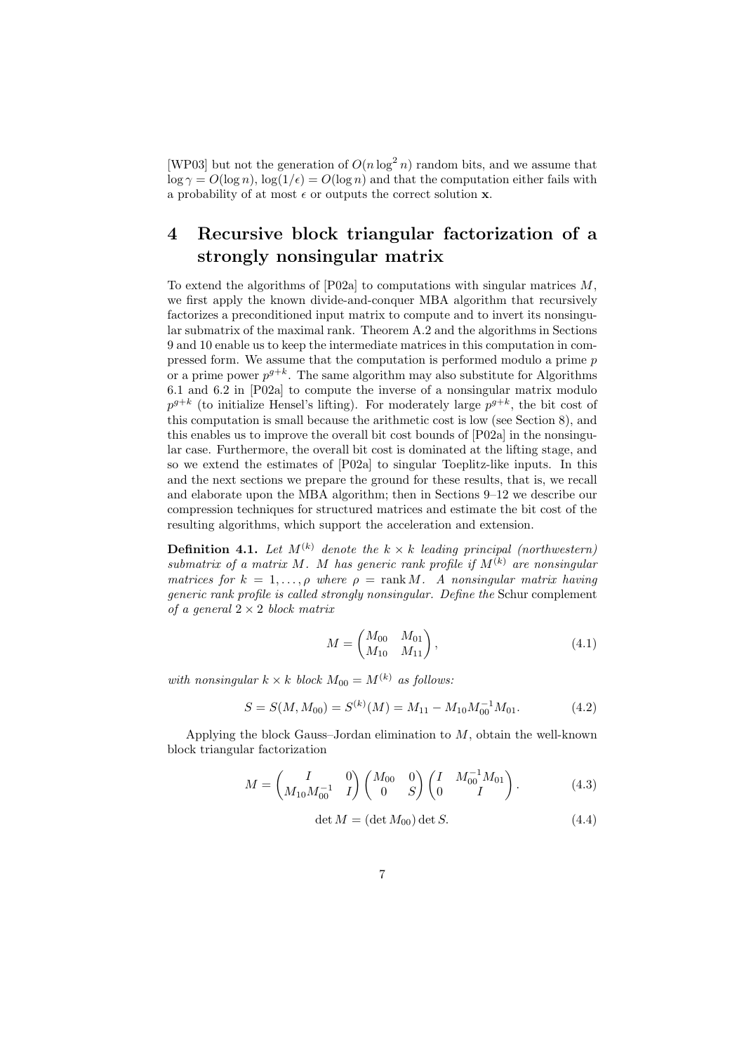[WP03] but not the generation of $O(n \log^2 n)$ random bits, and we assume that $\log \gamma = O(\log n)$, $\log(1/\epsilon) = O(\log n)$ and that the computation either fails with a probability of at most $\epsilon$ or outputs the correct solution $\mathbf{x}$.

# 4 Recursive block triangular factorization of a strongly nonsingular matrix

To extend the algorithms of [P02a] to computations with singular matrices $M$, we first apply the known divide-and-conquer MBA algorithm that recursively factorizes a preconditioned input matrix to compute and to invert its nonsingular submatrix of the maximal rank. Theorem A.2 and the algorithms in Sections 9 and 10 enable us to keep the intermediate matrices in this computation in compressed form. We assume that the computation is performed modulo a prime $p$ or a prime power $p^{g+k}$. The same algorithm may also substitute for Algorithms 6.1 and 6.2 in [P02a] to compute the inverse of a nonsingular matrix modulo $p^{g+k}$ (to initialize Hensel's lifting). For moderately large $p^{g+k}$, the bit cost of this computation is small because the arithmetic cost is low (see Section 8), and this enables us to improve the overall bit cost bounds of [P02a] in the nonsingular case. Furthermore, the overall bit cost is dominated at the lifting stage, and so we extend the estimates of [P02a] to singular Toeplitz-like inputs. In this and the next sections we prepare the ground for these results, that is, we recall and elaborate upon the MBA algorithm; then in Sections 9–12 we describe our compression techniques for structured matrices and estimate the bit cost of the resulting algorithms, which support the acceleration and extension.

**Definition 4.1.** *Let $M^{(k)}$ denote the $k \times k$ leading principal (northwestern) submatrix of a matrix $M$. $M$ has generic rank profile if $M^{(k)}$ are nonsingular matrices for $k = 1, \ldots, \rho$ where $\rho = \operatorname{rank} M$. A nonsingular matrix having generic rank profile is called strongly nonsingular. Define the* Schur complement *of a general $2 \times 2$ block matrix*

$$M = \begin{pmatrix} M_{00} & M_{01} \\ M_{10} & M_{11} \end{pmatrix}, \tag{4.1}$$

*with nonsingular $k \times k$ block $M_{00} = M^{(k)}$ as follows:*

$$S = S(M, M_{00}) = S^{(k)}(M) = M_{11} - M_{10} M_{00}^{-1} M_{01}. \tag{4.2}$$

Applying the block Gauss–Jordan elimination to $M$, obtain the well-known block triangular factorization

$$M = \begin{pmatrix} I & 0 \\ M_{10} M_{00}^{-1} & I \end{pmatrix} \begin{pmatrix} M_{00} & 0 \\ 0 & S \end{pmatrix} \begin{pmatrix} I & M_{00}^{-1} M_{01} \\ 0 & I \end{pmatrix}. \tag{4.3}$$

$$\det M = (\det M_{00}) \det S. \tag{4.4}$$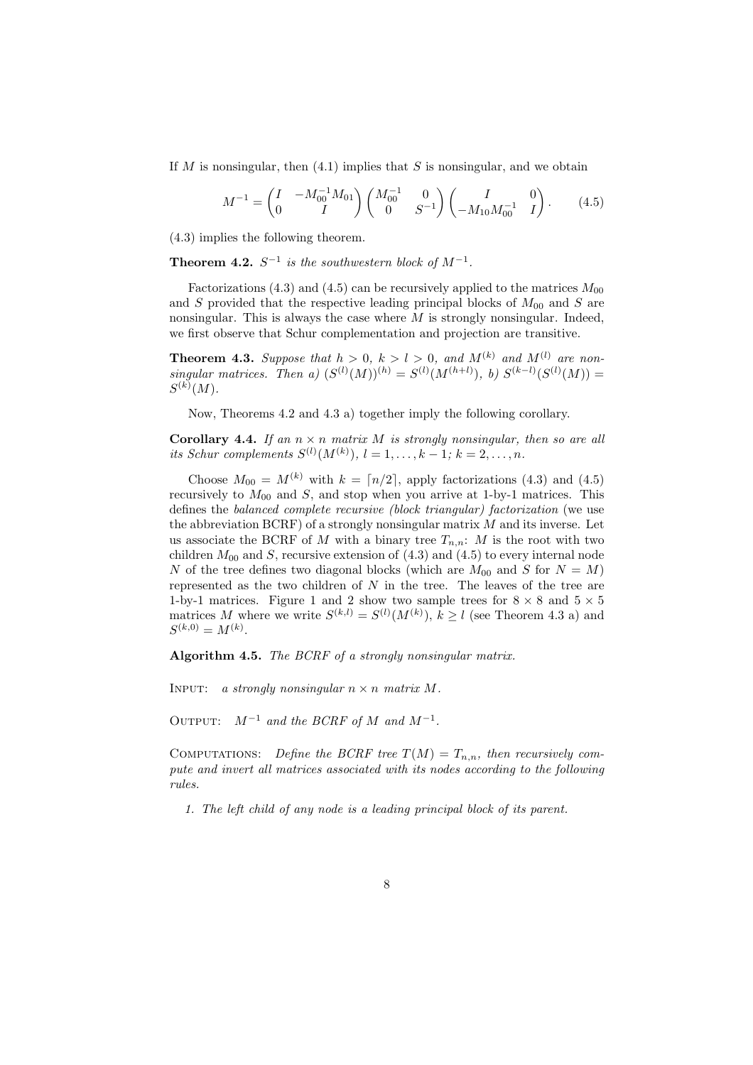If $M$ is nonsingular, then (4.1) implies that $S$ is nonsingular, and we obtain

$$M^{-1} = \begin{pmatrix} I & -M_{00}^{-1}M_{01} \\ 0 & I \end{pmatrix} \begin{pmatrix} M_{00}^{-1} & 0 \\ 0 & S^{-1} \end{pmatrix} \begin{pmatrix} I & 0 \\ -M_{10}M_{00}^{-1} & I \end{pmatrix}. \tag{4.5}$$

(4.3) implies the following theorem.

**Theorem 4.2.** *$S^{-1}$ is the southwestern block of $M^{-1}$.*

Factorizations (4.3) and (4.5) can be recursively applied to the matrices $M_{00}$ and $S$ provided that the respective leading principal blocks of $M_{00}$ and $S$ are nonsingular. This is always the case where $M$ is strongly nonsingular. Indeed, we first observe that Schur complementation and projection are transitive.

**Theorem 4.3.** *Suppose that $h > 0$, $k > l > 0$, and $M^{(k)}$ and $M^{(l)}$ are nonsingular matrices. Then a) $(S^{(l)}(M))^{(h)} = S^{(l)}(M^{(h+l)})$, b) $S^{(k-l)}(S^{(l)}(M)) = S^{(k)}(M)$.*

Now, Theorems 4.2 and 4.3 a) together imply the following corollary.

**Corollary 4.4.** *If an $n \times n$ matrix $M$ is strongly nonsingular, then so are all its Schur complements $S^{(l)}(M^{(k)})$, $l = 1, \ldots, k-1$; $k = 2, \ldots, n$.*

Choose $M_{00} = M^{(k)}$ with $k = \lceil n/2 \rceil$, apply factorizations (4.3) and (4.5) recursively to $M_{00}$ and $S$, and stop when you arrive at 1-by-1 matrices. This defines the *balanced complete recursive (block triangular) factorization* (we use the abbreviation BCRF) of a strongly nonsingular matrix $M$ and its inverse. Let us associate the BCRF of $M$ with a binary tree $T_{n,n}$: $M$ is the root with two children $M_{00}$ and $S$, recursive extension of (4.3) and (4.5) to every internal node $N$ of the tree defines two diagonal blocks (which are $M_{00}$ and $S$ for $N = M$) represented as the two children of $N$ in the tree. The leaves of the tree are 1-by-1 matrices. Figure 1 and 2 show two sample trees for $8 \times 8$ and $5 \times 5$ matrices $M$ where we write $S^{(k,l)} = S^{(l)}(M^{(k)})$, $k \geq l$ (see Theorem 4.3 a) and $S^{(k,0)} = M^{(k)}$.

**Algorithm 4.5.** *The BCRF of a strongly nonsingular matrix.*

Input: *a strongly nonsingular $n \times n$ matrix $M$.*

Output: *$M^{-1}$ and the BCRF of $M$ and $M^{-1}$.*

Computations: *Define the BCRF tree $T(M) = T_{n,n}$, then recursively compute and invert all matrices associated with its nodes according to the following rules.*

1. *The left child of any node is a leading principal block of its parent.*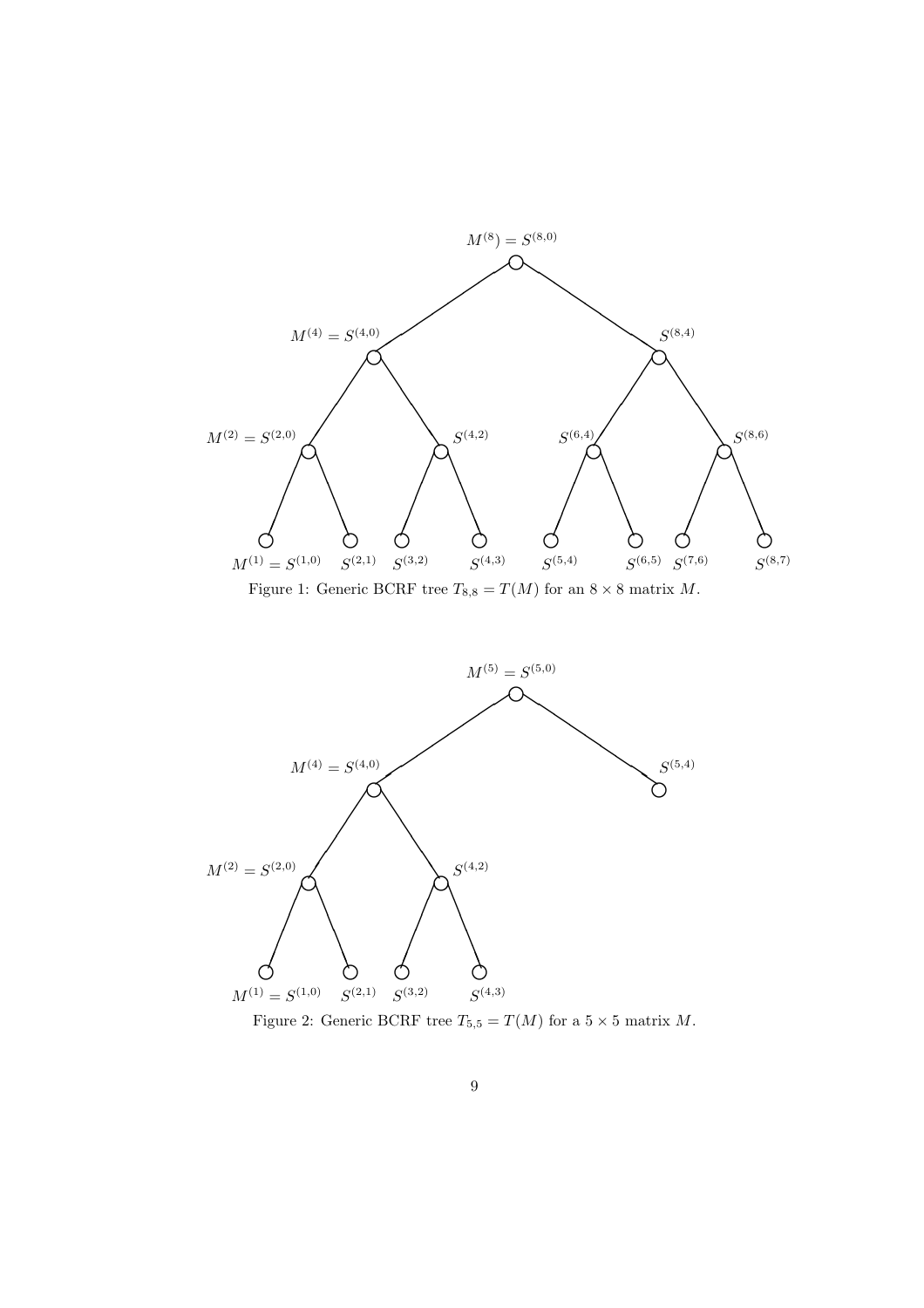Figure 1: Generic BCRF tree $T_{8,8} = T(M)$ for an $8 \times 8$ matrix $M$.

Figure 2: Generic BCRF tree $T_{5,5} = T(M)$ for a $5 \times 5$ matrix $M$.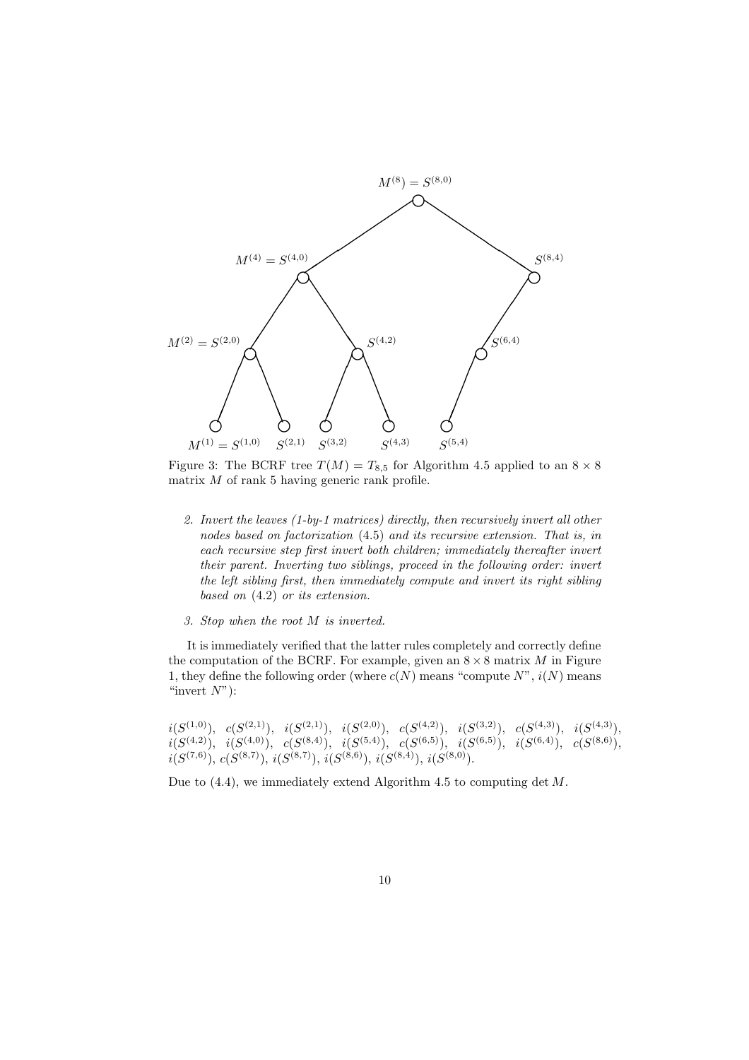Figure 3: The BCRF tree $T(M) = T_{8,5}$ for Algorithm 4.5 applied to an $8 \times 8$ matrix $M$ of rank 5 having generic rank profile.

2. *Invert the leaves (1-by-1 matrices) directly, then recursively invert all other nodes based on factorization* (4.5) *and its recursive extension. That is, in each recursive step first invert both children; immediately thereafter invert their parent. Inverting two siblings, proceed in the following order: invert the left sibling first, then immediately compute and invert its right sibling based on* (4.2) *or its extension.*

3. *Stop when the root $M$ is inverted.*

It is immediately verified that the latter rules completely and correctly define the computation of the BCRF. For example, given an $8 \times 8$ matrix $M$ in Figure 1, they define the following order (where $c(N)$ means "compute $N$", $i(N)$ means "invert $N$"):

$i(S^{(1,0)})$, $c(S^{(2,1)})$, $i(S^{(2,1)})$, $i(S^{(2,0)})$, $c(S^{(4,2)})$, $i(S^{(3,2)})$, $c(S^{(4,3)})$, $i(S^{(4,3)})$, $i(S^{(4,2)})$, $i(S^{(4,0)})$, $c(S^{(8,4)})$, $i(S^{(5,4)})$, $c(S^{(6,5)})$, $i(S^{(6,5)})$, $i(S^{(6,4)})$, $c(S^{(8,6)})$, $i(S^{(7,6)})$, $c(S^{(8,7)})$, $i(S^{(8,7)})$, $i(S^{(8,6)})$, $i(S^{(8,4)})$, $i(S^{(8,0)})$.

Due to (4.4), we immediately extend Algorithm 4.5 to computing $\det M$.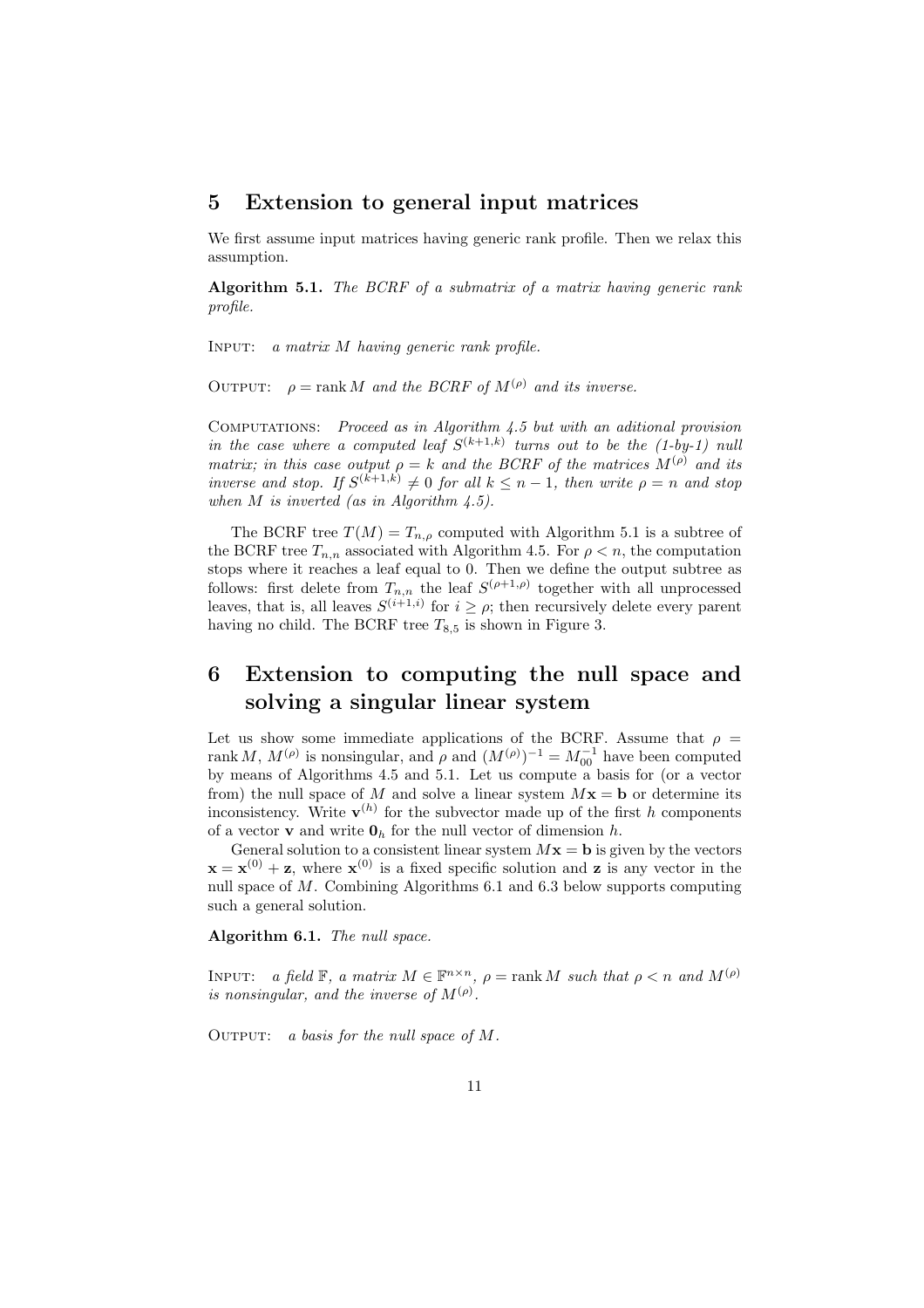## 5 Extension to general input matrices

We first assume input matrices having generic rank profile. Then we relax this assumption.

**Algorithm 5.1.** *The BCRF of a submatrix of a matrix having generic rank profile.*

INPUT: *a matrix $M$ having generic rank profile.*

OUTPUT: *$\rho = \operatorname{rank} M$ and the BCRF of $M^{(\rho)}$ and its inverse.*

COMPUTATIONS: *Proceed as in Algorithm 4.5 but with an aditional provision in the case where a computed leaf $S^{(k+1,k)}$ turns out to be the (1-by-1) null matrix; in this case output $\rho = k$ and the BCRF of the matrices $M^{(\rho)}$ and its inverse and stop. If $S^{(k+1,k)} \neq 0$ for all $k \leq n-1$, then write $\rho = n$ and stop when $M$ is inverted (as in Algorithm 4.5).*

The BCRF tree $T(M) = T_{n,\rho}$ computed with Algorithm 5.1 is a subtree of the BCRF tree $T_{n,n}$ associated with Algorithm 4.5. For $\rho < n$, the computation stops where it reaches a leaf equal to 0. Then we define the output subtree as follows: first delete from $T_{n,n}$ the leaf $S^{(\rho+1,\rho)}$ together with all unprocessed leaves, that is, all leaves $S^{(i+1,i)}$ for $i \geq \rho$; then recursively delete every parent having no child. The BCRF tree $T_{8,5}$ is shown in Figure 3.

## 6 Extension to computing the null space and solving a singular linear system

Let us show some immediate applications of the BCRF. Assume that $\rho = \operatorname{rank} M$, $M^{(\rho)}$ is nonsingular, and $\rho$ and $(M^{(\rho)})^{-1} = M_{00}^{-1}$ have been computed by means of Algorithms 4.5 and 5.1. Let us compute a basis for (or a vector from) the null space of $M$ and solve a linear system $M\mathbf{x} = \mathbf{b}$ or determine its inconsistency. Write $\mathbf{v}^{(h)}$ for the subvector made up of the first $h$ components of a vector $\mathbf{v}$ and write $\mathbf{0}_h$ for the null vector of dimension $h$.

General solution to a consistent linear system $M\mathbf{x} = \mathbf{b}$ is given by the vectors $\mathbf{x} = \mathbf{x}^{(0)} + \mathbf{z}$, where $\mathbf{x}^{(0)}$ is a fixed specific solution and $\mathbf{z}$ is any vector in the null space of $M$. Combining Algorithms 6.1 and 6.3 below supports computing such a general solution.

**Algorithm 6.1.** *The null space.*

INPUT: *a field $\mathbb{F}$, a matrix $M \in \mathbb{F}^{n \times n}$, $\rho = \operatorname{rank} M$ such that $\rho < n$ and $M^{(\rho)}$ is nonsingular, and the inverse of $M^{(\rho)}$.*

OUTPUT: *a basis for the null space of $M$.*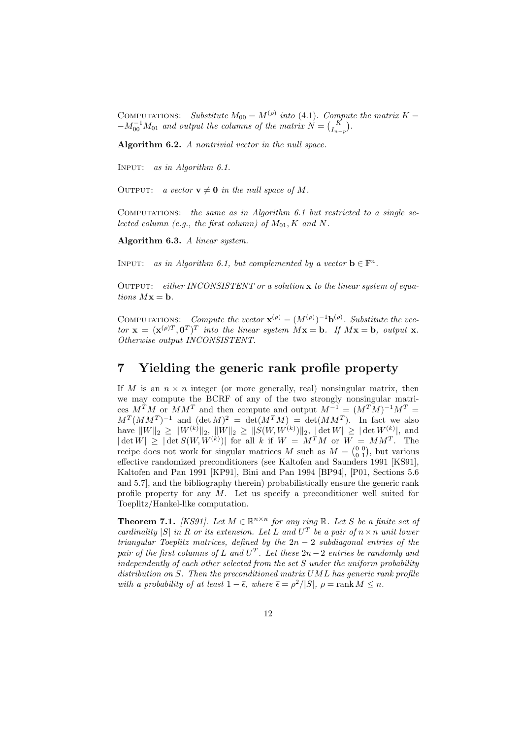Computations: *Substitute $M_{00} = M^{(\rho)}$ into (4.1). Compute the matrix $K = -M_{00}^{-1}M_{01}$ and output the columns of the matrix $N = \binom{K}{I_{n-p}}$.*

**Algorithm 6.2.** *A nontrivial vector in the null space.*

Input: *as in Algorithm 6.1.*

Output: *a vector $\mathbf{v} \neq \mathbf{0}$ in the null space of $M$.*

Computations: *the same as in Algorithm 6.1 but restricted to a single selected column (e.g., the first column) of $M_{01}, K$ and $N$.*

**Algorithm 6.3.** *A linear system.*

Input: *as in Algorithm 6.1, but complemented by a vector $\mathbf{b} \in \mathbb{F}^n$.*

Output: *either INCONSISTENT or a solution $\mathbf{x}$ to the linear system of equations $M\mathbf{x} = \mathbf{b}$.*

Computations: *Compute the vector $\mathbf{x}^{(\rho)} = (M^{(\rho)})^{-1}\mathbf{b}^{(\rho)}$. Substitute the vector $\mathbf{x} = (\mathbf{x}^{(\rho)T}, \mathbf{0}^T)^T$ into the linear system $M\mathbf{x} = \mathbf{b}$. If $M\mathbf{x} = \mathbf{b}$, output $\mathbf{x}$. Otherwise output INCONSISTENT.*

# 7 Yielding the generic rank profile property

If $M$ is an $n \times n$ integer (or more generally, real) nonsingular matrix, then we may compute the BCRF of any of the two strongly nonsingular matrices $M^TM$ or $MM^T$ and then compute and output $M^{-1} = (M^TM)^{-1}M^T = M^T(MM^T)^{-1}$ and $(\det M)^2 = \det(M^TM) = \det(MM^T)$. In fact we also have $\|W\|_2 \geq \|W^{(k)}\|_2$, $\|W\|_2 \geq \|S(W, W^{(k)})\|_2$, $|\det W| \geq |\det W^{(k)}|$, and $|\det W| \geq |\det S(W, W^{(k)})|$ for all $k$ if $W = M^TM$ or $W = MM^T$. The recipe does not work for singular matrices $M$ such as $M = \begin{pmatrix} 0 & 0 \\ 0 & 1 \end{pmatrix}$, but various effective randomized preconditioners (see Kaltofen and Saunders 1991 [KS91], Kaltofen and Pan 1991 [KP91], Bini and Pan 1994 [BP94], [P01, Sections 5.6 and 5.7], and the bibliography therein) probabilistically ensure the generic rank profile property for any $M$. Let us specify a preconditioner well suited for Toeplitz/Hankel-like computation.

**Theorem 7.1.** *[KS91]. Let $M \in \mathbb{R}^{n \times n}$ for any ring $\mathbb{R}$. Let $S$ be a finite set of cardinality $|S|$ in $R$ or its extension. Let $L$ and $U^T$ be a pair of $n \times n$ unit lower triangular Toeplitz matrices, defined by the $2n-2$ subdiagonal entries of the pair of the first columns of $L$ and $U^T$. Let these $2n-2$ entries be randomly and independently of each other selected from the set $S$ under the uniform probability distribution on $S$. Then the preconditioned matrix $UML$ has generic rank profile with a probability of at least $1 - \bar{\epsilon}$, where $\bar{\epsilon} = \rho^2/|S|$, $\rho = \operatorname{rank} M \leq n$.*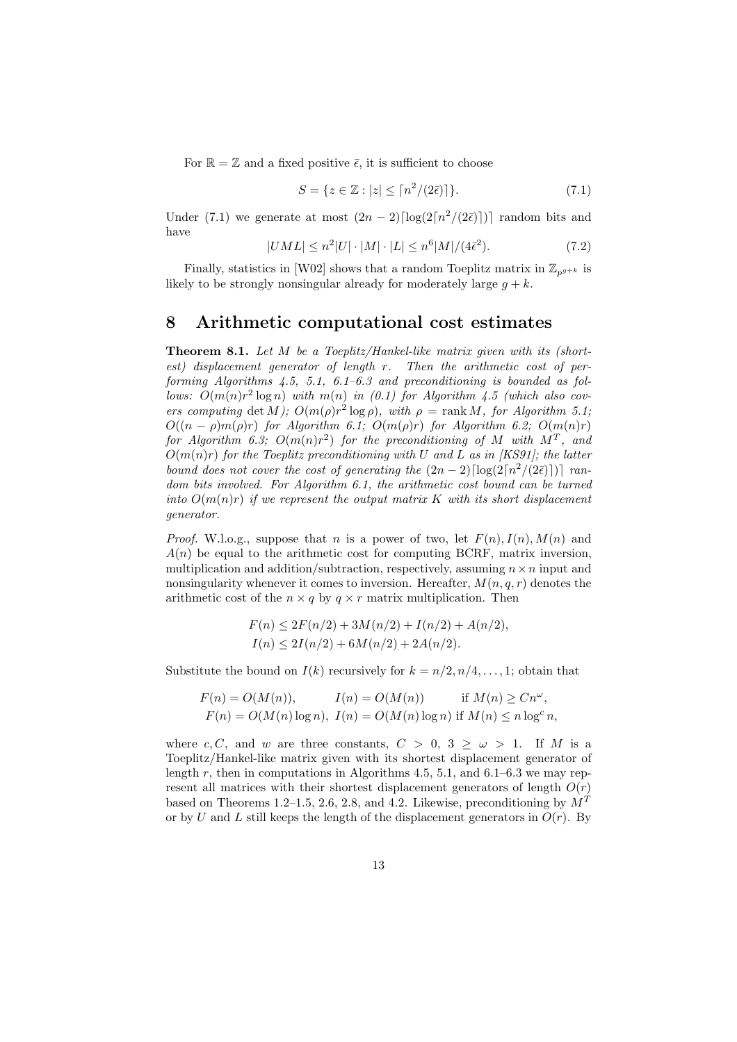For $\mathbb{R} = \mathbb{Z}$ and a fixed positive $\bar{\epsilon}$, it is sufficient to choose

$$S = \{z \in \mathbb{Z} : |z| \leq \lceil n^2/(2\bar{\epsilon})\rceil\}. \tag{7.1}$$

Under (7.1) we generate at most $(2n-2)\lceil \log(2\lceil n^2/(2\bar{\epsilon})\rceil)\rceil$ random bits and have

$$|UML| \leq n^2|U| \cdot |M| \cdot |L| \leq n^6|M|/(4\bar{\epsilon}^2). \tag{7.2}$$

Finally, statistics in [W02] shows that a random Toeplitz matrix in $\mathbb{Z}_{p^{g+k}}$ is likely to be strongly nonsingular already for moderately large $g + k$.

# 8 Arithmetic computational cost estimates

**Theorem 8.1.** *Let $M$ be a Toeplitz/Hankel-like matrix given with its (shortest) displacement generator of length $r$. Then the arithmetic cost of performing Algorithms 4.5, 5.1, 6.1–6.3 and preconditioning is bounded as follows: $O(m(n)r^2 \log n)$ with $m(n)$ in (0.1) for Algorithm 4.5 (which also covers computing $\det M$); $O(m(\rho)r^2 \log \rho)$, with $\rho = \operatorname{rank} M$, for Algorithm 5.1; $O((n-\rho)m(\rho)r)$ for Algorithm 6.1; $O(m(\rho)r)$ for Algorithm 6.2; $O(m(n)r)$ for Algorithm 6.3; $O(m(n)r^2)$ for the preconditioning of $M$ with $M^T$, and $O(m(n)r)$ for the Toeplitz preconditioning with $U$ and $L$ as in [KS91]; the latter bound does not cover the cost of generating the $(2n-2)\lceil \log(2\lceil n^2/(2\bar{\epsilon})\rceil)\rceil$ random bits involved. For Algorithm 6.1, the arithmetic cost bound can be turned into $O(m(n)r)$ if we represent the output matrix $K$ with its short displacement generator.*

*Proof.* W.l.o.g., suppose that $n$ is a power of two, let $F(n), I(n), M(n)$ and $A(n)$ be equal to the arithmetic cost for computing BCRF, matrix inversion, multiplication and addition/subtraction, respectively, assuming $n \times n$ input and nonsingularity whenever it comes to inversion. Hereafter, $M(n, q, r)$ denotes the arithmetic cost of the $n \times q$ by $q \times r$ matrix multiplication. Then

$$F(n) \leq 2F(n/2) + 3M(n/2) + I(n/2) + A(n/2),$$
$$I(n) \leq 2I(n/2) + 6M(n/2) + 2A(n/2).$$

Substitute the bound on $I(k)$ recursively for $k = n/2, n/4, \ldots, 1$; obtain that

$$F(n) = O(M(n)), \qquad I(n) = O(M(n)) \qquad \text{if } M(n) \geq Cn^\omega,$$
$$F(n) = O(M(n)\log n), \; I(n) = O(M(n)\log n) \text{ if } M(n) \leq n \log^c n,$$

where $c, C$, and $w$ are three constants, $C > 0$, $3 \geq \omega > 1$. If $M$ is a Toeplitz/Hankel-like matrix given with its shortest displacement generator of length $r$, then in computations in Algorithms 4.5, 5.1, and 6.1–6.3 we may represent all matrices with their shortest displacement generators of length $O(r)$ based on Theorems 1.2–1.5, 2.6, 2.8, and 4.2. Likewise, preconditioning by $M^T$ or by $U$ and $L$ still keeps the length of the displacement generators in $O(r)$. By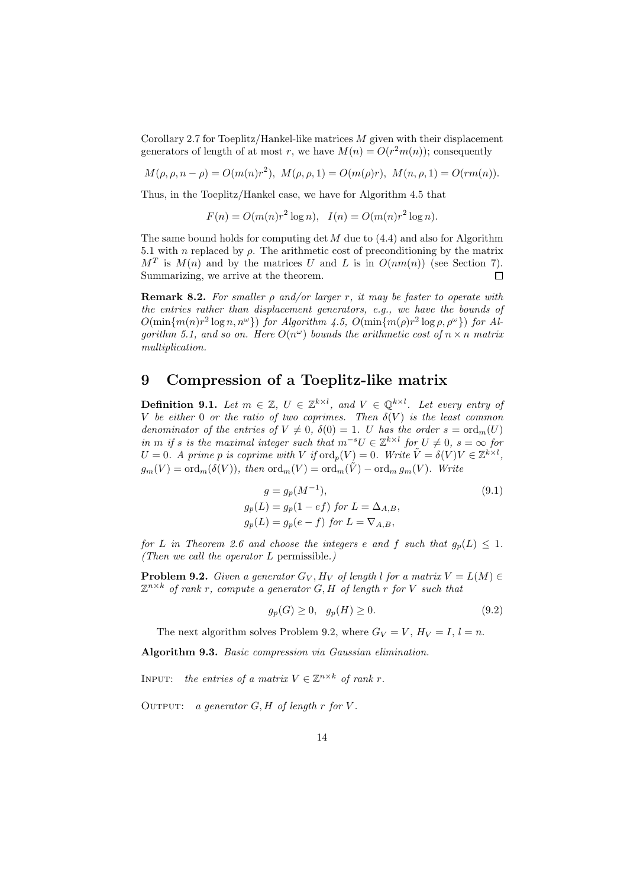Corollary 2.7 for Toeplitz/Hankel-like matrices $M$ given with their displacement generators of length of at most $r$, we have $M(n) = O(r^2 m(n))$; consequently

$$M(\rho, \rho, n-\rho) = O(m(n)r^2), \ M(\rho, \rho, 1) = O(m(\rho)r), \ M(n, \rho, 1) = O(rm(n)).$$

Thus, in the Toeplitz/Hankel case, we have for Algorithm 4.5 that

$$F(n) = O(m(n)r^2 \log n), \quad I(n) = O(m(n)r^2 \log n).$$

The same bound holds for computing $\det M$ due to (4.4) and also for Algorithm 5.1 with $n$ replaced by $\rho$. The arithmetic cost of preconditioning by the matrix $M^T$ is $M(n)$ and by the matrices $U$ and $L$ is in $O(nm(n))$ (see Section 7). Summarizing, we arrive at the theorem. □

**Remark 8.2.** *For smaller $\rho$ and/or larger $r$, it may be faster to operate with the entries rather than displacement generators, e.g., we have the bounds of $O(\min\{m(n)r^2 \log n, n^\omega\})$ for Algorithm 4.5, $O(\min\{m(\rho)r^2 \log \rho, \rho^\omega\})$ for Algorithm 5.1, and so on. Here $O(n^\omega)$ bounds the arithmetic cost of $n \times n$ matrix multiplication.*

# 9 Compression of a Toeplitz-like matrix

**Definition 9.1.** *Let $m \in \mathbb{Z}$, $U \in \mathbb{Z}^{k \times l}$, and $V \in \mathbb{Q}^{k \times l}$. Let every entry of $V$ be either 0 or the ratio of two coprimes. Then $\delta(V)$ is the least common denominator of the entries of $V \neq 0$, $\delta(0) = 1$. $U$ has the order $s = \mathrm{ord}_m(U)$ in $m$ if $s$ is the maximal integer such that $m^{-s}U \in \mathbb{Z}^{k \times l}$ for $U \neq 0$, $s = \infty$ for $U = 0$. A prime $p$ is coprime with $V$ if $\mathrm{ord}_p(V) = 0$. Write $\tilde{V} = \delta(V)V \in \mathbb{Z}^{k \times l}$, $g_m(V) = \mathrm{ord}_m(\delta(V))$, then $\mathrm{ord}_m(V) = \mathrm{ord}_m(\tilde{V}) - \mathrm{ord}_m g_m(V)$. Write*

$$g = g_p(M^{-1}), \tag{9.1}$$
$$g_p(L) = g_p(1 - ef) \text{ for } L = \Delta_{A,B},$$
$$g_p(L) = g_p(e - f) \text{ for } L = \nabla_{A,B},$$

*for $L$ in Theorem 2.6 and choose the integers $e$ and $f$ such that $g_p(L) \leq 1$. (Then we call the operator $L$* permissible.*)*

**Problem 9.2.** *Given a generator $G_V, H_V$ of length $l$ for a matrix $V = L(M) \in \mathbb{Z}^{n \times k}$ of rank $r$, compute a generator $G, H$ of length $r$ for $V$ such that*

$$g_p(G) \geq 0, \quad g_p(H) \geq 0. \tag{9.2}$$

The next algorithm solves Problem 9.2, where $G_V = V$, $H_V = I$, $l = n$.

**Algorithm 9.3.** *Basic compression via Gaussian elimination.*

INPUT: *the entries of a matrix $V \in \mathbb{Z}^{n \times k}$ of rank $r$.*

OUTPUT: *a generator $G, H$ of length $r$ for $V$.*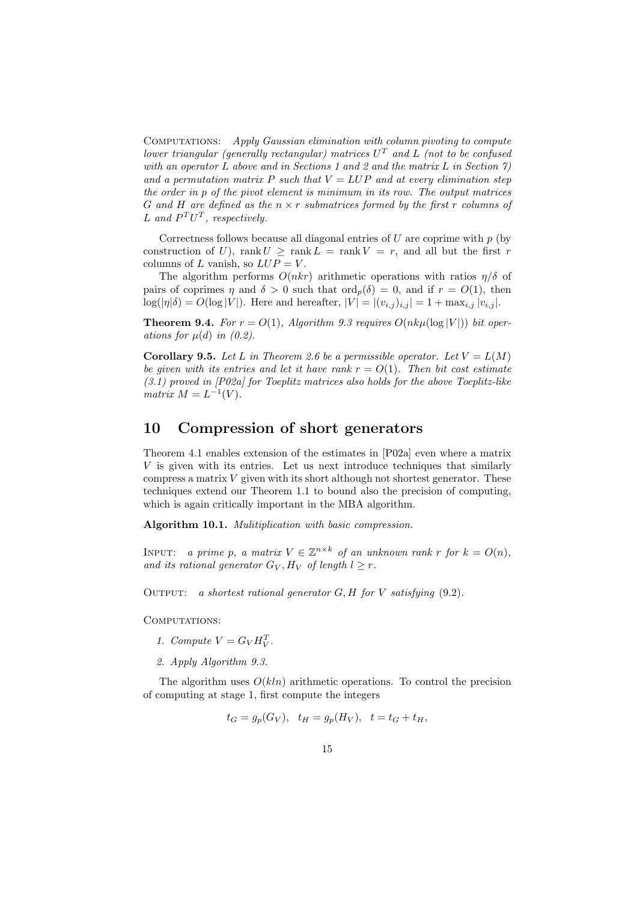Computations: *Apply Gaussian elimination with column pivoting to compute lower triangular (generally rectangular) matrices $U^T$ and $L$ (not to be confused with an operator $L$ above and in Sections 1 and 2 and the matrix $L$ in Section 7) and a permutation matrix $P$ such that $V = LUP$ and at every elimination step the order in $p$ of the pivot element is minimum in its row. The output matrices $G$ and $H$ are defined as the $n \times r$ submatrices formed by the first $r$ columns of $L$ and $P^T U^T$, respectively.*

Correctness follows because all diagonal entries of $U$ are coprime with $p$ (by construction of $U$), $\operatorname{rank} U \geq \operatorname{rank} L = \operatorname{rank} V = r$, and all but the first $r$ columns of $L$ vanish, so $LUP = V$.

The algorithm performs $O(nkr)$ arithmetic operations with ratios $\eta/\delta$ of pairs of coprimes $\eta$ and $\delta > 0$ such that $\operatorname{ord}_p(\delta) = 0$, and if $r = O(1)$, then $\log(|\eta|\delta) = O(\log |V|)$. Here and hereafter, $|V| = |(v_{i,j})_{i,j}| = 1 + \max_{i,j} |v_{i,j}|$.

**Theorem 9.4.** *For $r = O(1)$, Algorithm 9.3 requires $O(nk\mu(\log |V|))$ bit operations for $\mu(d)$ in (0.2).*

**Corollary 9.5.** *Let $L$ in Theorem 2.6 be a permissible operator. Let $V = L(M)$ be given with its entries and let it have rank $r = O(1)$. Then bit cost estimate (3.1) proved in [P02a] for Toeplitz matrices also holds for the above Toeplitz-like matrix $M = L^{-1}(V)$.*

## 10 Compression of short generators

Theorem 4.1 enables extension of the estimates in [P02a] even where a matrix $V$ is given with its entries. Let us next introduce techniques that similarly compress a matrix $V$ given with its short although not shortest generator. These techniques extend our Theorem 1.1 to bound also the precision of computing, which is again critically important in the MBA algorithm.

**Algorithm 10.1.** *Mulitiplication with basic compression.*

Input: *a prime $p$, a matrix $V \in \mathbb{Z}^{n \times k}$ of an unknown rank $r$ for $k = O(n)$, and its rational generator $G_V, H_V$ of length $l \geq r$.*

Output: *a shortest rational generator $G, H$ for $V$ satisfying (9.2).*

Computations:

1. *Compute $V = G_V H_V^T$.*
2. *Apply Algorithm 9.3.*

The algorithm uses $O(kln)$ arithmetic operations. To control the precision of computing at stage 1, first compute the integers

$$t_G = g_p(G_V), \quad t_H = g_p(H_V), \quad t = t_G + t_H,$$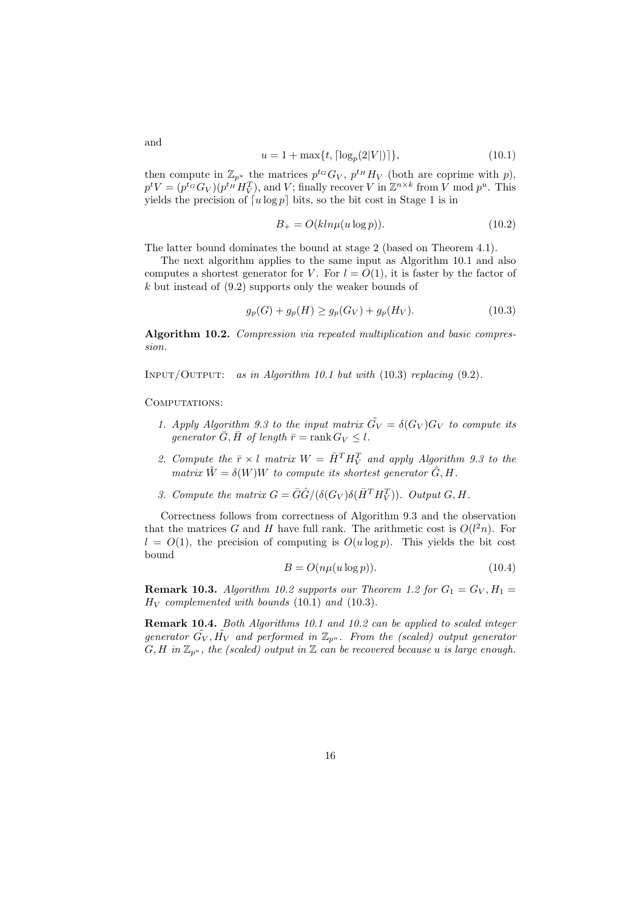and

$$u = 1 + \max\{t, \lceil \log_p(2|V|) \rceil\}, \tag{10.1}$$

then compute in $\mathbb{Z}_{p^u}$ the matrices $p^{t_G} G_V$, $p^{t_H} H_V$ (both are coprime with $p$), $p^t V = (p^{t_G} G_V)(p^{t_H} H_V^T)$, and $V$; finally recover $V$ in $\mathbb{Z}^{n \times k}$ from $V \bmod p^u$. This yields the precision of $\lceil u \log p \rceil$ bits, so the bit cost in Stage 1 is in

$$B_+ = O(kln\mu(u \log p)). \tag{10.2}$$

The latter bound dominates the bound at stage 2 (based on Theorem 4.1).

The next algorithm applies to the same input as Algorithm 10.1 and also computes a shortest generator for $V$. For $l = O(1)$, it is faster by the factor of $k$ but instead of (9.2) supports only the weaker bounds of

$$g_p(G) + g_p(H) \geq g_p(G_V) + g_p(H_V). \tag{10.3}$$

**Algorithm 10.2.** *Compression via repeated multiplication and basic compression.*

INPUT/OUTPUT: *as in Algorithm 10.1 but with* (10.3) *replacing* (9.2).

COMPUTATIONS:

1. *Apply Algorithm 9.3 to the input matrix $\tilde{G_V} = \delta(G_V)G_V$ to compute its generator $\bar{G}, \bar{H}$ of length $\bar{r} = \operatorname{rank} G_V \leq l$.*
2. *Compute the $\bar{r} \times l$ matrix $W = \bar{H}^T H_V^T$ and apply Algorithm 9.3 to the matrix $\tilde{W} = \delta(W)W$ to compute its shortest generator $\hat{G}, H$.*
3. *Compute the matrix $G = \bar{G}\hat{G}/(\delta(G_V)\delta(\bar{H}^T H_V^T))$. Output $G, H$.*

Correctness follows from correctness of Algorithm 9.3 and the observation that the matrices $G$ and $H$ have full rank. The arithmetic cost is $O(l^2 n)$. For $l = O(1)$, the precision of computing is $O(u \log p)$. This yields the bit cost bound

$$B = O(n\mu(u \log p)). \tag{10.4}$$

**Remark 10.3.** *Algorithm 10.2 supports our Theorem 1.2 for $G_1 = G_V, H_1 = H_V$ complemented with bounds* (10.1) *and* (10.3).

**Remark 10.4.** *Both Algorithms 10.1 and 10.2 can be applied to scaled integer generator $\tilde{G_V}, \tilde{H_V}$ and performed in $\mathbb{Z}_{p^u}$. From the (scaled) output generator $G, H$ in $\mathbb{Z}_{p^u}$, the (scaled) output in $\mathbb{Z}$ can be recovered because $u$ is large enough.*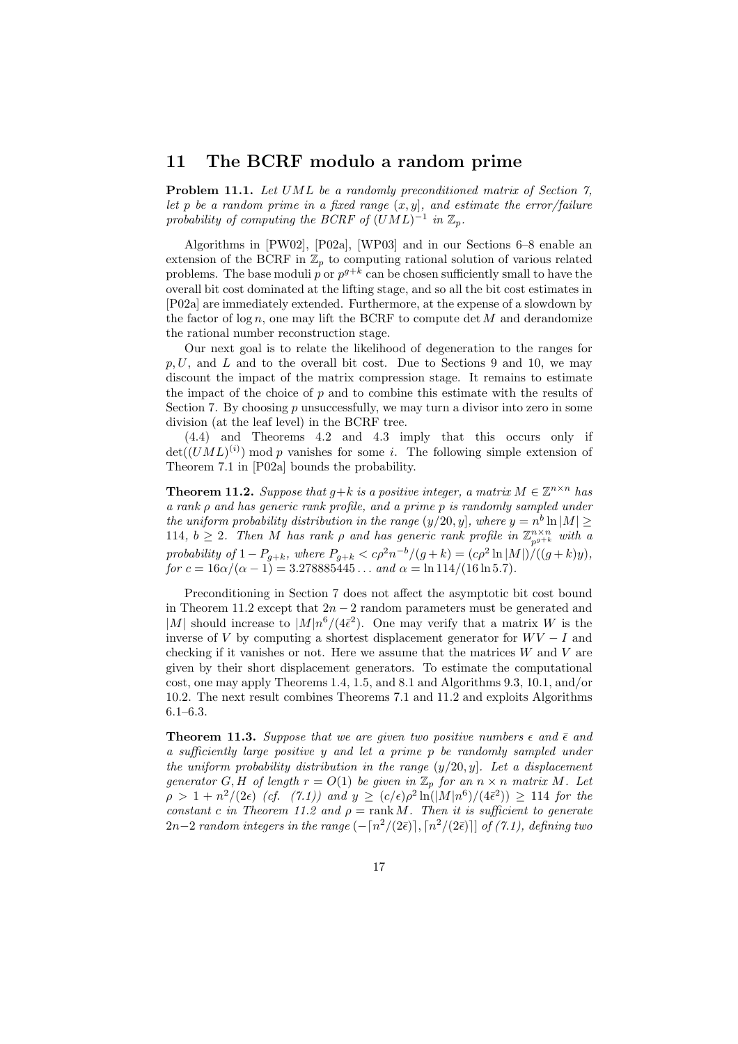## 11 The BCRF modulo a random prime

**Problem 11.1.** *Let $UML$ be a randomly preconditioned matrix of Section 7, let $p$ be a random prime in a fixed range $(x, y]$, and estimate the error/failure probability of computing the BCRF of $(UML)^{-1}$ in $\mathbb{Z}_p$.*

Algorithms in [PW02], [P02a], [WP03] and in our Sections 6–8 enable an extension of the BCRF in $\mathbb{Z}_p$ to computing rational solution of various related problems. The base moduli $p$ or $p^{g+k}$ can be chosen sufficiently small to have the overall bit cost dominated at the lifting stage, and so all the bit cost estimates in [P02a] are immediately extended. Furthermore, at the expense of a slowdown by the factor of $\log n$, one may lift the BCRF to compute $\det M$ and derandomize the rational number reconstruction stage.

Our next goal is to relate the likelihood of degeneration to the ranges for $p, U$, and $L$ and to the overall bit cost. Due to Sections 9 and 10, we may discount the impact of the matrix compression stage. It remains to estimate the impact of the choice of $p$ and to combine this estimate with the results of Section 7. By choosing $p$ unsuccessfully, we may turn a divisor into zero in some division (at the leaf level) in the BCRF tree.

(4.4) and Theorems 4.2 and 4.3 imply that this occurs only if $\det((UML)^{(i)}) \bmod p$ vanishes for some $i$. The following simple extension of Theorem 7.1 in [P02a] bounds the probability.

**Theorem 11.2.** *Suppose that $g+k$ is a positive integer, a matrix $M \in \mathbb{Z}^{n\times n}$ has a rank $\rho$ and has generic rank profile, and a prime $p$ is randomly sampled under the uniform probability distribution in the range $(y/20, y]$, where $y = n^b \ln |M| \geq 114$, $b \geq 2$. Then $M$ has rank $\rho$ and has generic rank profile in $\mathbb{Z}_{p^{g+k}}^{n\times n}$ with a probability of $1 - P_{g+k}$, where $P_{g+k} < c\rho^2 n^{-b}/(g+k) = (c\rho^2 \ln |M|)/((g+k)y)$, for $c = 16\alpha/(\alpha - 1) = 3.278885445\ldots$ and $\alpha = \ln 114/(16 \ln 5.7)$.*

Preconditioning in Section 7 does not affect the asymptotic bit cost bound in Theorem 11.2 except that $2n-2$ random parameters must be generated and $|M|$ should increase to $|M|n^6/(4\bar{\epsilon}^2)$. One may verify that a matrix $W$ is the inverse of $V$ by computing a shortest displacement generator for $WV - I$ and checking if it vanishes or not. Here we assume that the matrices $W$ and $V$ are given by their short displacement generators. To estimate the computational cost, one may apply Theorems 1.4, 1.5, and 8.1 and Algorithms 9.3, 10.1, and/or 10.2. The next result combines Theorems 7.1 and 11.2 and exploits Algorithms 6.1–6.3.

**Theorem 11.3.** *Suppose that we are given two positive numbers $\epsilon$ and $\bar{\epsilon}$ and a sufficiently large positive $y$ and let a prime $p$ be randomly sampled under the uniform probability distribution in the range $(y/20, y]$. Let a displacement generator $G, H$ of length $r = O(1)$ be given in $\mathbb{Z}_p$ for an $n \times n$ matrix $M$. Let $\rho > 1 + n^2/(2\epsilon)$ (cf. (7.1)) and $y \geq (c/\epsilon)\rho^2 \ln(|M|n^6)/(4\bar{\epsilon}^2)) \geq 114$ for the constant $c$ in Theorem 11.2 and $\rho = \operatorname{rank} M$. Then it is sufficient to generate $2n-2$ random integers in the range $(-\lceil n^2/(2\bar{\epsilon})\rceil, \lceil n^2/(2\bar{\epsilon})\rceil]$ of (7.1), defining two*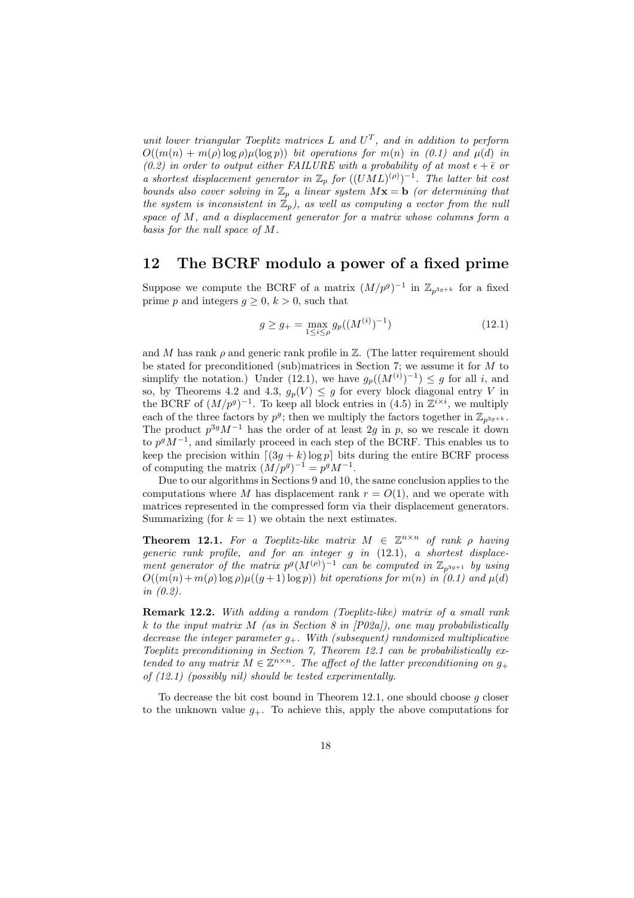*unit lower triangular Toeplitz matrices $L$ and $U^T$, and in addition to perform $O((m(n) + m(\rho)\log\rho)\mu(\log p))$ bit operations for $m(n)$ in (0.1) and $\mu(d)$ in (0.2) in order to output either FAILURE with a probability of at most $\epsilon + \bar{\epsilon}$ or a shortest displacement generator in $\mathbb{Z}_p$ for $((UML)^{(\rho)})^{-1}$. The latter bit cost bounds also cover solving in $\mathbb{Z}_p$ a linear system $M\mathbf{x} = \mathbf{b}$ (or determining that the system is inconsistent in $\mathbb{Z}_p$), as well as computing a vector from the null space of $M$, and a displacement generator for a matrix whose columns form a basis for the null space of $M$.*

## 12 The BCRF modulo a power of a fixed prime

Suppose we compute the BCRF of a matrix $(M/p^g)^{-1}$ in $\mathbb{Z}_{p^{3g+k}}$ for a fixed prime $p$ and integers $g \geq 0$, $k > 0$, such that

$$g \geq g_+ = \max_{1 \leq i \leq \rho} g_p((M^{(i)})^{-1}) \tag{12.1}$$

and $M$ has rank $\rho$ and generic rank profile in $\mathbb{Z}$. (The latter requirement should be stated for preconditioned (sub)matrices in Section 7; we assume it for $M$ to simplify the notation.) Under (12.1), we have $g_p((M^{(i)})^{-1}) \leq g$ for all $i$, and so, by Theorems 4.2 and 4.3, $g_p(V) \leq g$ for every block diagonal entry $V$ in the BCRF of $(M/p^g)^{-1}$. To keep all block entries in (4.5) in $\mathbb{Z}^{i\times i}$, we multiply each of the three factors by $p^g$; then we multiply the factors together in $\mathbb{Z}_{p^{3g+k}}$. The product $p^{3g}M^{-1}$ has the order of at least $2g$ in $p$, so we rescale it down to $p^g M^{-1}$, and similarly proceed in each step of the BCRF. This enables us to keep the precision within $\lceil (3g + k)\log p \rceil$ bits during the entire BCRF process of computing the matrix $(M/p^g)^{-1} = p^g M^{-1}$.

Due to our algorithms in Sections 9 and 10, the same conclusion applies to the computations where $M$ has displacement rank $r = O(1)$, and we operate with matrices represented in the compressed form via their displacement generators. Summarizing (for $k = 1$) we obtain the next estimates.

**Theorem 12.1.** *For a Toeplitz-like matrix $M \in \mathbb{Z}^{n\times n}$ of rank $\rho$ having generic rank profile, and for an integer $g$ in* (12.1)*, a shortest displacement generator of the matrix $p^g(M^{(\rho)})^{-1}$ can be computed in $\mathbb{Z}_{p^{3g+1}}$ by using $O((m(n) + m(\rho)\log\rho)\mu((g+1)\log p))$ bit operations for $m(n)$ in (0.1) and $\mu(d)$ in (0.2).*

**Remark 12.2.** *With adding a random (Toeplitz-like) matrix of a small rank $k$ to the input matrix $M$ (as in Section 8 in [P02a]), one may probabilistically decrease the integer parameter $g_+$. With (subsequent) randomized multiplicative Toeplitz preconditioning in Section 7, Theorem 12.1 can be probabilistically extended to any matrix $M \in \mathbb{Z}^{n\times n}$. The affect of the latter preconditioning on $g_+$ of (12.1) (possibly nil) should be tested experimentally.*

To decrease the bit cost bound in Theorem 12.1, one should choose $g$ closer to the unknown value $g_+$. To achieve this, apply the above computations for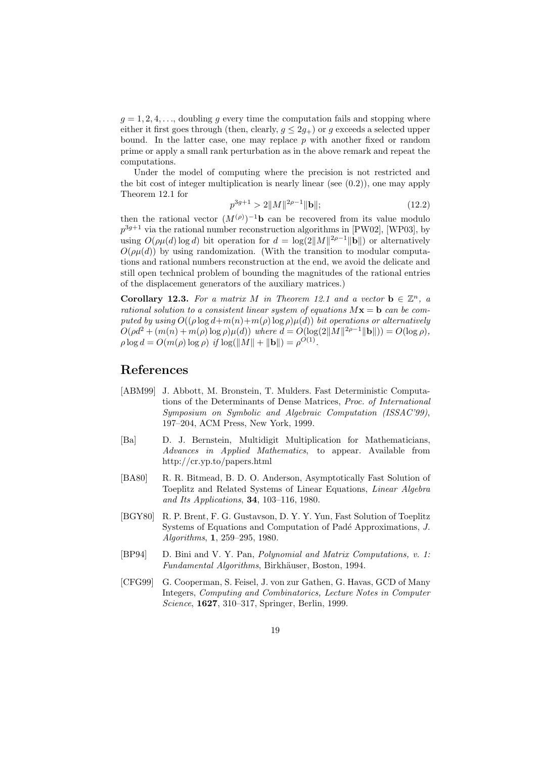$g = 1, 2, 4, \ldots$, doubling $g$ every time the computation fails and stopping where either it first goes through (then, clearly, $g \leq 2g_+$) or $g$ exceeds a selected upper bound. In the latter case, one may replace $p$ with another fixed or random prime or apply a small rank perturbation as in the above remark and repeat the computations.

Under the model of computing where the precision is not restricted and the bit cost of integer multiplication is nearly linear (see (0.2)), one may apply Theorem 12.1 for

$$p^{3g+1} > 2\|M\|^{2\rho-1}\|\mathbf{b}\|; \tag{12.2}$$

then the rational vector $(M^{(\rho)})^{-1}\mathbf{b}$ can be recovered from its value modulo $p^{3g+1}$ via the rational number reconstruction algorithms in [PW02], [WP03], by using $O(\rho\mu(d)\log d)$ bit operation for $d = \log(2\|M\|^{2\rho-1}\|\mathbf{b}\|)$ or alternatively $O(\rho\mu(d))$ by using randomization. (With the transition to modular computations and rational numbers reconstruction at the end, we avoid the delicate and still open technical problem of bounding the magnitudes of the rational entries of the displacement generators of the auxiliary matrices.)

**Corollary 12.3.** *For a matrix $M$ in Theorem 12.1 and a vector $\mathbf{b} \in \mathbb{Z}^n$, a rational solution to a consistent linear system of equations $M\mathbf{x} = \mathbf{b}$ can be computed by using $O((\rho\log d + m(n) + m(\rho)\log\rho)\mu(d))$ bit operations or alternatively $O(\rho d^2 + (m(n) + m(\rho)\log\rho)\mu(d))$ where $d = O(\log(2\|M\|^{2\rho-1}\|\mathbf{b}\|)) = O(\log\rho)$, $\rho\log d = O(m(\rho)\log\rho)$ if $\log(\|M\| + \|\mathbf{b}\|) = \rho^{O(1)}$.*

# References

[ABM99] J. Abbott, M. Bronstein, T. Mulders. Fast Deterministic Computations of the Determinants of Dense Matrices, *Proc. of International Symposium on Symbolic and Algebraic Computation (ISSAC'99)*, 197–204, ACM Press, New York, 1999.

[Ba] D. J. Bernstein, Multidigit Multiplication for Mathematicians, *Advances in Applied Mathematics*, to appear. Available from http://cr.yp.to/papers.html

[BA80] R. R. Bitmead, B. D. O. Anderson, Asymptotically Fast Solution of Toeplitz and Related Systems of Linear Equations, *Linear Algebra and Its Applications*, **34**, 103–116, 1980.

[BGY80] R. P. Brent, F. G. Gustavson, D. Y. Y. Yun, Fast Solution of Toeplitz Systems of Equations and Computation of Padé Approximations, *J. Algorithms*, **1**, 259–295, 1980.

[BP94] D. Bini and V. Y. Pan, *Polynomial and Matrix Computations, v. 1: Fundamental Algorithms*, Birkhäuser, Boston, 1994.

[CFG99] G. Cooperman, S. Feisel, J. von zur Gathen, G. Havas, GCD of Many Integers, *Computing and Combinatorics, Lecture Notes in Computer Science*, **1627**, 310–317, Springer, Berlin, 1999.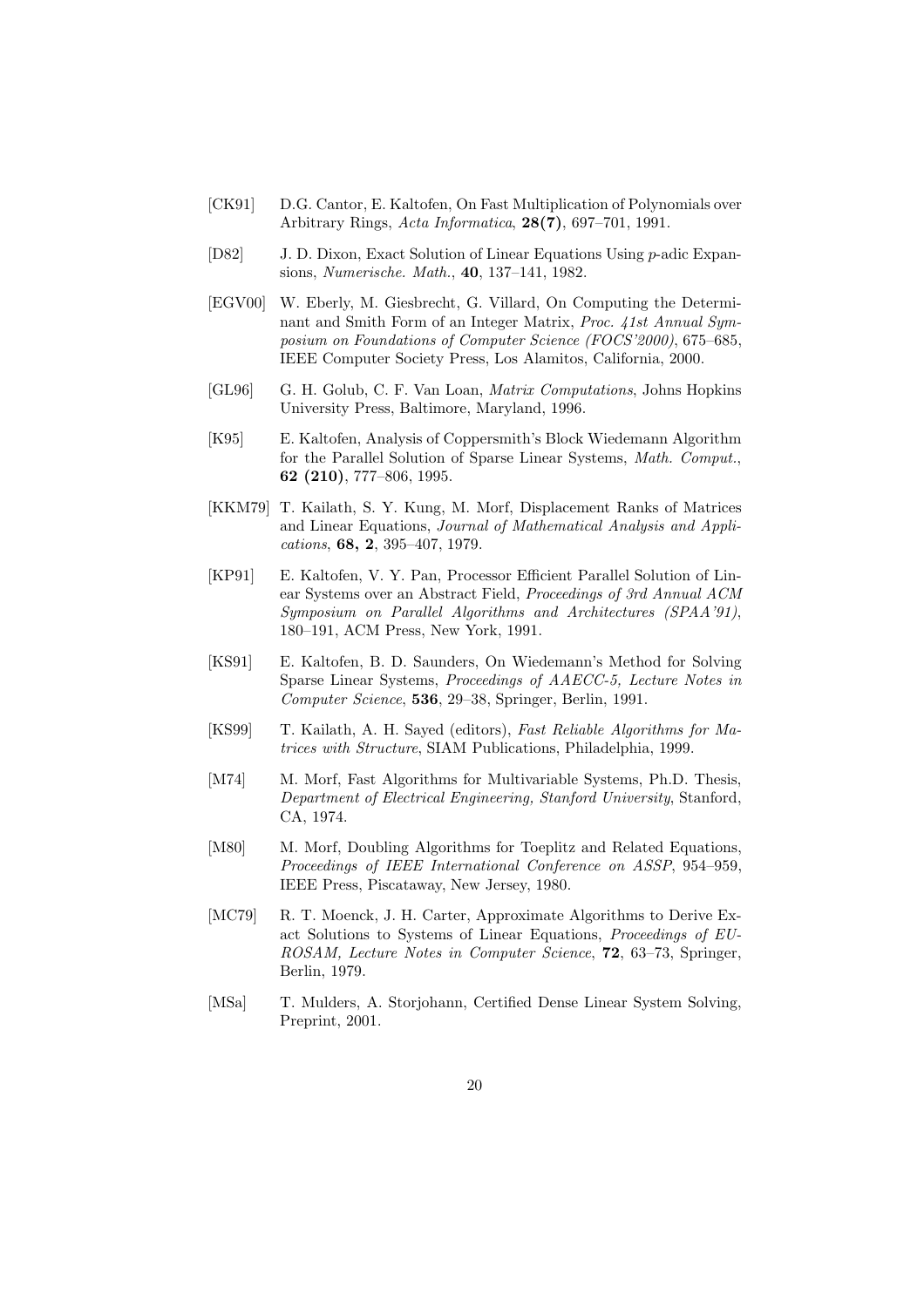[CK91] D.G. Cantor, E. Kaltofen, On Fast Multiplication of Polynomials over Arbitrary Rings, *Acta Informatica*, **28(7)**, 697–701, 1991.

[D82] J. D. Dixon, Exact Solution of Linear Equations Using $p$-adic Expansions, *Numerische. Math.*, **40**, 137–141, 1982.

[EGV00] W. Eberly, M. Giesbrecht, G. Villard, On Computing the Determinant and Smith Form of an Integer Matrix, *Proc. 41st Annual Symposium on Foundations of Computer Science (FOCS'2000)*, 675–685, IEEE Computer Society Press, Los Alamitos, California, 2000.

[GL96] G. H. Golub, C. F. Van Loan, *Matrix Computations*, Johns Hopkins University Press, Baltimore, Maryland, 1996.

[K95] E. Kaltofen, Analysis of Coppersmith's Block Wiedemann Algorithm for the Parallel Solution of Sparse Linear Systems, *Math. Comput.*, **62 (210)**, 777–806, 1995.

[KKM79] T. Kailath, S. Y. Kung, M. Morf, Displacement Ranks of Matrices and Linear Equations, *Journal of Mathematical Analysis and Applications*, **68, 2**, 395–407, 1979.

[KP91] E. Kaltofen, V. Y. Pan, Processor Efficient Parallel Solution of Linear Systems over an Abstract Field, *Proceedings of 3rd Annual ACM Symposium on Parallel Algorithms and Architectures (SPAA'91)*, 180–191, ACM Press, New York, 1991.

[KS91] E. Kaltofen, B. D. Saunders, On Wiedemann's Method for Solving Sparse Linear Systems, *Proceedings of AAECC-5, Lecture Notes in Computer Science*, **536**, 29–38, Springer, Berlin, 1991.

[KS99] T. Kailath, A. H. Sayed (editors), *Fast Reliable Algorithms for Matrices with Structure*, SIAM Publications, Philadelphia, 1999.

[M74] M. Morf, Fast Algorithms for Multivariable Systems, Ph.D. Thesis, *Department of Electrical Engineering, Stanford University*, Stanford, CA, 1974.

[M80] M. Morf, Doubling Algorithms for Toeplitz and Related Equations, *Proceedings of IEEE International Conference on ASSP*, 954–959, IEEE Press, Piscataway, New Jersey, 1980.

[MC79] R. T. Moenck, J. H. Carter, Approximate Algorithms to Derive Exact Solutions to Systems of Linear Equations, *Proceedings of EUROSAM, Lecture Notes in Computer Science*, **72**, 63–73, Springer, Berlin, 1979.

[MSa] T. Mulders, A. Storjohann, Certified Dense Linear System Solving, Preprint, 2001.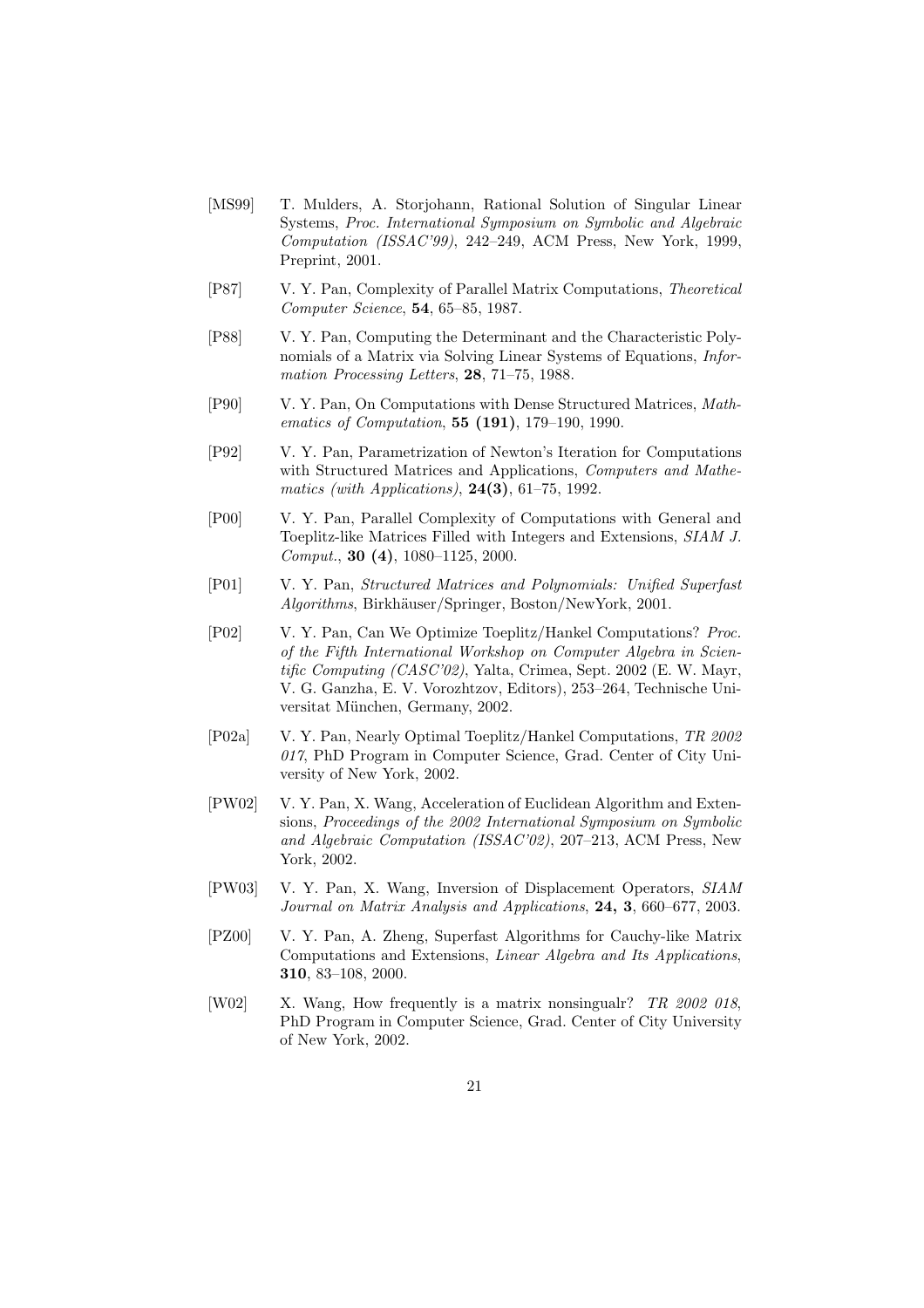[MS99] T. Mulders, A. Storjohann, Rational Solution of Singular Linear Systems, *Proc. International Symposium on Symbolic and Algebraic Computation (ISSAC'99)*, 242–249, ACM Press, New York, 1999, Preprint, 2001.

[P87] V. Y. Pan, Complexity of Parallel Matrix Computations, *Theoretical Computer Science*, **54**, 65–85, 1987.

[P88] V. Y. Pan, Computing the Determinant and the Characteristic Polynomials of a Matrix via Solving Linear Systems of Equations, *Information Processing Letters*, **28**, 71–75, 1988.

[P90] V. Y. Pan, On Computations with Dense Structured Matrices, *Mathematics of Computation*, **55 (191)**, 179–190, 1990.

[P92] V. Y. Pan, Parametrization of Newton's Iteration for Computations with Structured Matrices and Applications, *Computers and Mathematics (with Applications)*, **24(3)**, 61–75, 1992.

[P00] V. Y. Pan, Parallel Complexity of Computations with General and Toeplitz-like Matrices Filled with Integers and Extensions, *SIAM J. Comput.*, **30 (4)**, 1080–1125, 2000.

[P01] V. Y. Pan, *Structured Matrices and Polynomials: Unified Superfast Algorithms*, Birkhäuser/Springer, Boston/NewYork, 2001.

[P02] V. Y. Pan, Can We Optimize Toeplitz/Hankel Computations? *Proc. of the Fifth International Workshop on Computer Algebra in Scientific Computing (CASC'02)*, Yalta, Crimea, Sept. 2002 (E. W. Mayr, V. G. Ganzha, E. V. Vorozhtzov, Editors), 253–264, Technische Universitat München, Germany, 2002.

[P02a] V. Y. Pan, Nearly Optimal Toeplitz/Hankel Computations, *TR 2002 017*, PhD Program in Computer Science, Grad. Center of City University of New York, 2002.

[PW02] V. Y. Pan, X. Wang, Acceleration of Euclidean Algorithm and Extensions, *Proceedings of the 2002 International Symposium on Symbolic and Algebraic Computation (ISSAC'02)*, 207–213, ACM Press, New York, 2002.

[PW03] V. Y. Pan, X. Wang, Inversion of Displacement Operators, *SIAM Journal on Matrix Analysis and Applications*, **24, 3**, 660–677, 2003.

[PZ00] V. Y. Pan, A. Zheng, Superfast Algorithms for Cauchy-like Matrix Computations and Extensions, *Linear Algebra and Its Applications*, **310**, 83–108, 2000.

[W02] X. Wang, How frequently is a matrix nonsingualr? *TR 2002 018*, PhD Program in Computer Science, Grad. Center of City University of New York, 2002.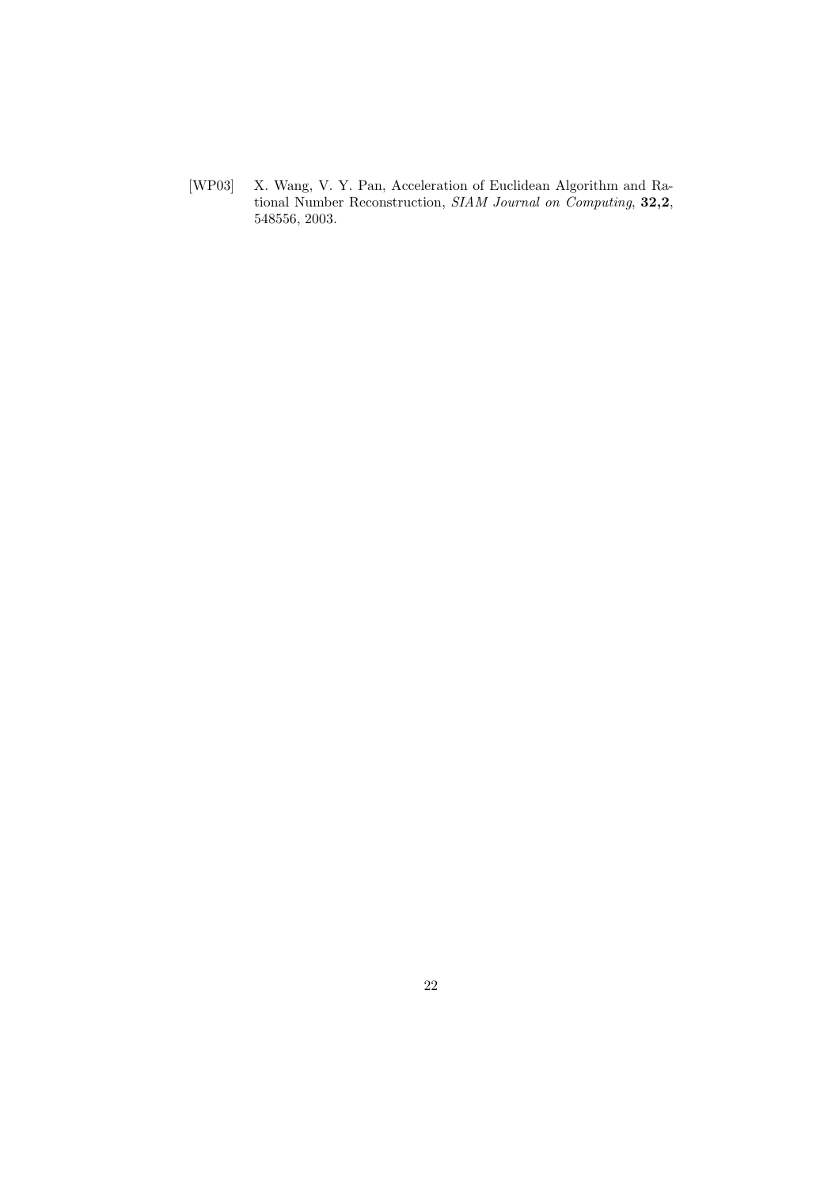[WP03] X. Wang, V. Y. Pan, Acceleration of Euclidean Algorithm and Rational Number Reconstruction, *SIAM Journal on Computing*, **32,2**, 548556, 2003.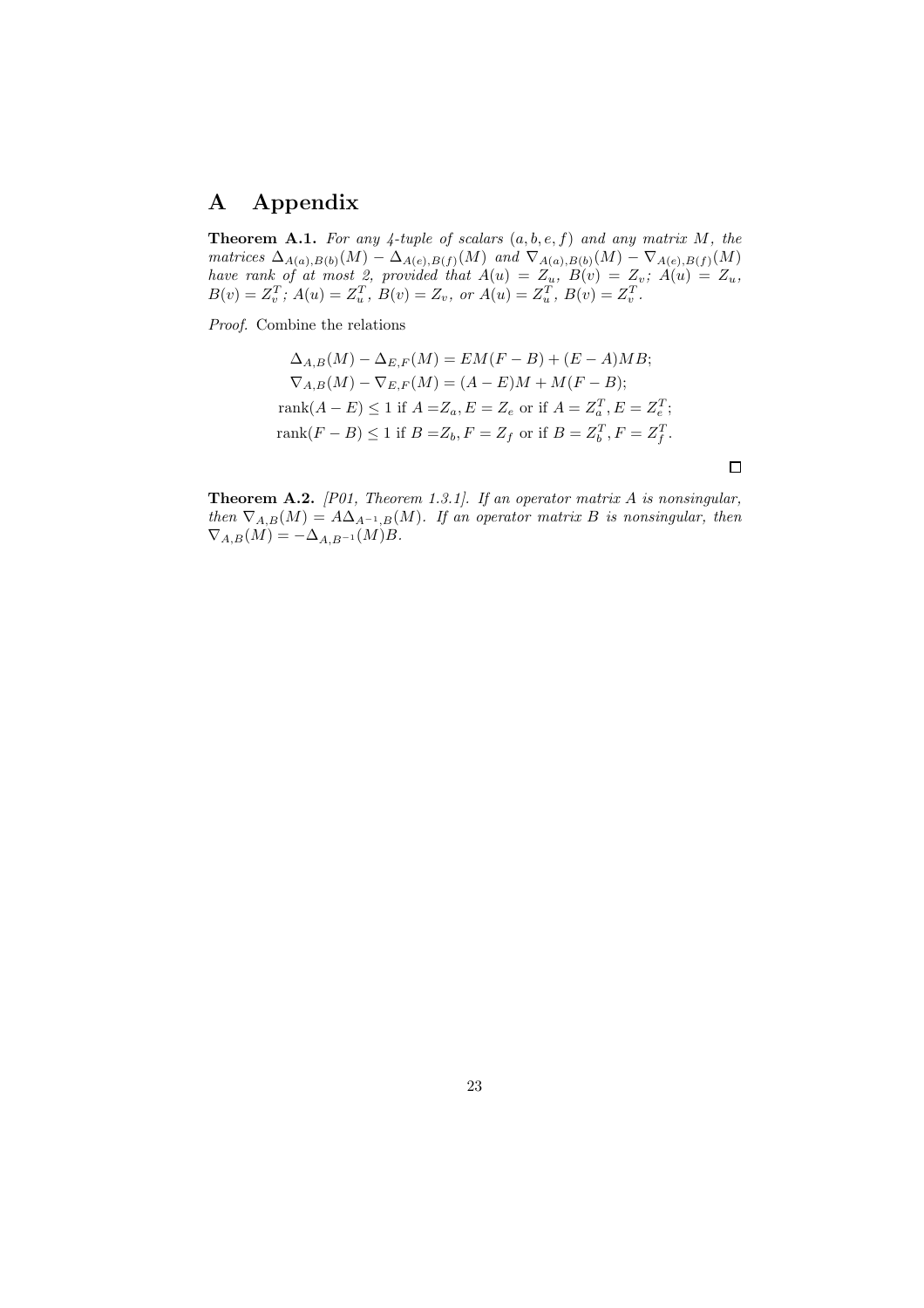# A Appendix

**Theorem A.1.** *For any 4-tuple of scalars* $(a, b, e, f)$ *and any matrix* $M$*, the matrices* $\Delta_{A(a),B(b)}(M) - \Delta_{A(e),B(f)}(M)$ *and* $\nabla_{A(a),B(b)}(M) - \nabla_{A(e),B(f)}(M)$ *have rank of at most 2, provided that* $A(u) = Z_u$*,* $B(v) = Z_v$*;* $A(u) = Z_u$*,* $B(v) = Z_v^T$*;* $A(u) = Z_u^T$*,* $B(v) = Z_v$*, or* $A(u) = Z_u^T$*,* $B(v) = Z_v^T$*.*

*Proof.* Combine the relations

$$
\begin{aligned}
\Delta_{A,B}(M) - \Delta_{E,F}(M) &= EM(F - B) + (E - A)MB; \\
\nabla_{A,B}(M) - \nabla_{E,F}(M) &= (A - E)M + M(F - B); \\
\text{rank}(A - E) \leq 1 \text{ if } A =& Z_a, E = Z_e \text{ or if } A = Z_a^T, E = Z_e^T; \\
\text{rank}(F - B) \leq 1 \text{ if } B =& Z_b, F = Z_f \text{ or if } B = Z_b^T, F = Z_f^T.
\end{aligned}
$$

□

**Theorem A.2.** *[P01, Theorem 1.3.1]. If an operator matrix* $A$ *is nonsingular, then* $\nabla_{A,B}(M) = A\Delta_{A^{-1},B}(M)$*. If an operator matrix* $B$ *is nonsingular, then* $\nabla_{A,B}(M) = -\Delta_{A,B^{-1}}(M)B$*.*